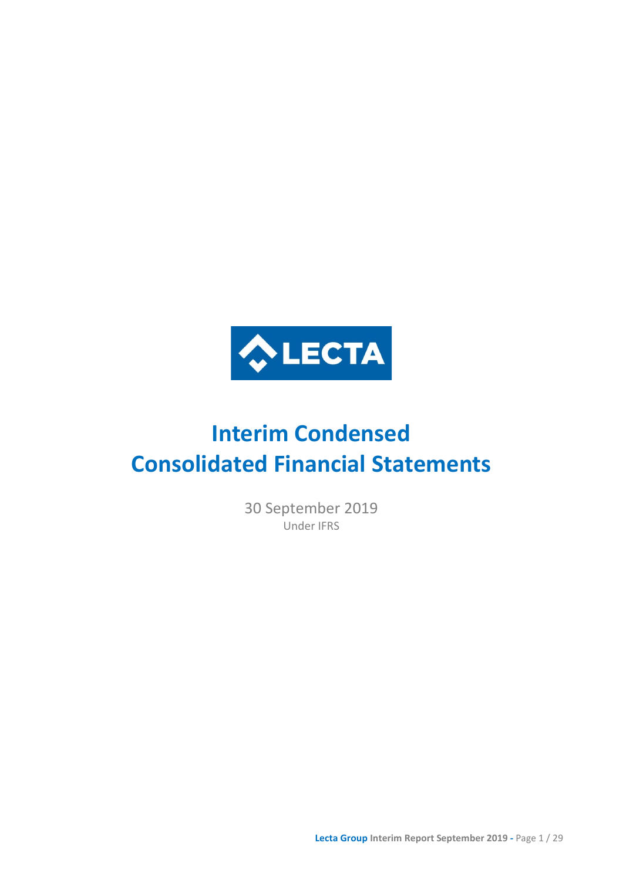LECTA

# Interim Condensed Consolidated Financial Statements

30 September 2019

Under IFRS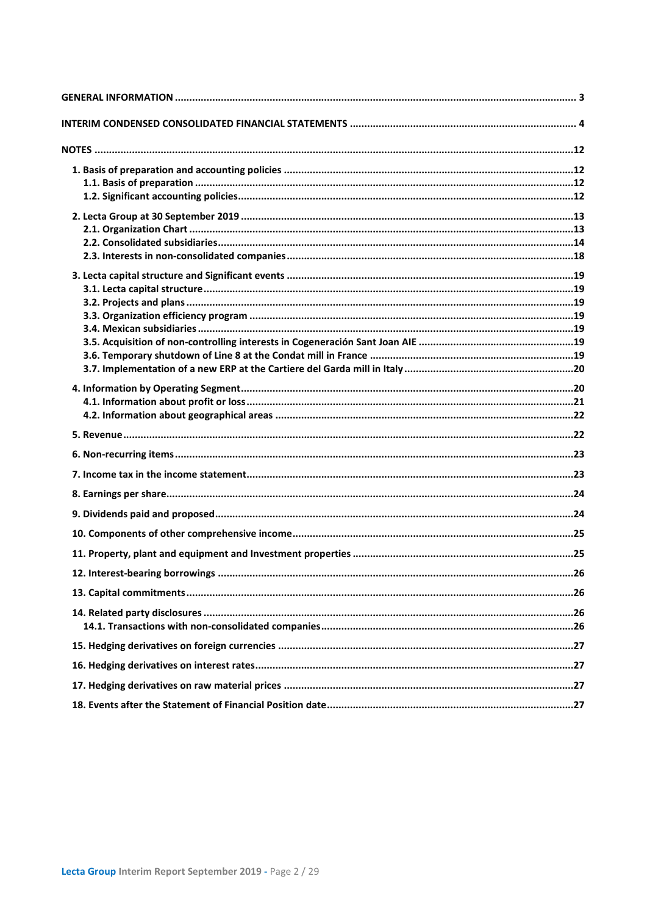| | |
|---|---|
| **GENERAL INFORMATION** | **3** |
| **INTERIM CONDENSED CONSOLIDATED FINANCIAL STATEMENTS** | **4** |
| **NOTES** | **12** |
| **1. Basis of preparation and accounting policies** | **12** |
| **1.1. Basis of preparation** | **12** |
| **1.2. Significant accounting policies** | **12** |
| **2. Lecta Group at 30 September 2019** | **13** |
| **2.1. Organization Chart** | **13** |
| **2.2. Consolidated subsidiaries** | **14** |
| **2.3. Interests in non-consolidated companies** | **18** |
| **3. Lecta capital structure and Significant events** | **19** |
| **3.1. Lecta capital structure** | **19** |
| **3.2. Projects and plans** | **19** |
| **3.3. Organization efficiency program** | **19** |
| **3.4. Mexican subsidiaries** | **19** |
| **3.5. Acquisition of non-controlling interests in Cogeneración Sant Joan AIE** | **19** |
| **3.6. Temporary shutdown of Line 8 at the Condat mill in France** | **19** |
| **3.7. Implementation of a new ERP at the Cartiere del Garda mill in Italy** | **20** |
| **4. Information by Operating Segment** | **20** |
| **4.1. Information about profit or loss** | **21** |
| **4.2. Information about geographical areas** | **22** |
| **5. Revenue** | **22** |
| **6. Non-recurring items** | **23** |
| **7. Income tax in the income statement** | **23** |
| **8. Earnings per share** | **24** |
| **9. Dividends paid and proposed** | **24** |
| **10. Components of other comprehensive income** | **25** |
| **11. Property, plant and equipment and Investment properties** | **25** |
| **12. Interest-bearing borrowings** | **26** |
| **13. Capital commitments** | **26** |
| **14. Related party disclosures** | **26** |
| **14.1. Transactions with non-consolidated companies** | **26** |
| **15. Hedging derivatives on foreign currencies** | **27** |
| **16. Hedging derivatives on interest rates** | **27** |
| **17. Hedging derivatives on raw material prices** | **27** |
| **18. Events after the Statement of Financial Position date** | **27** |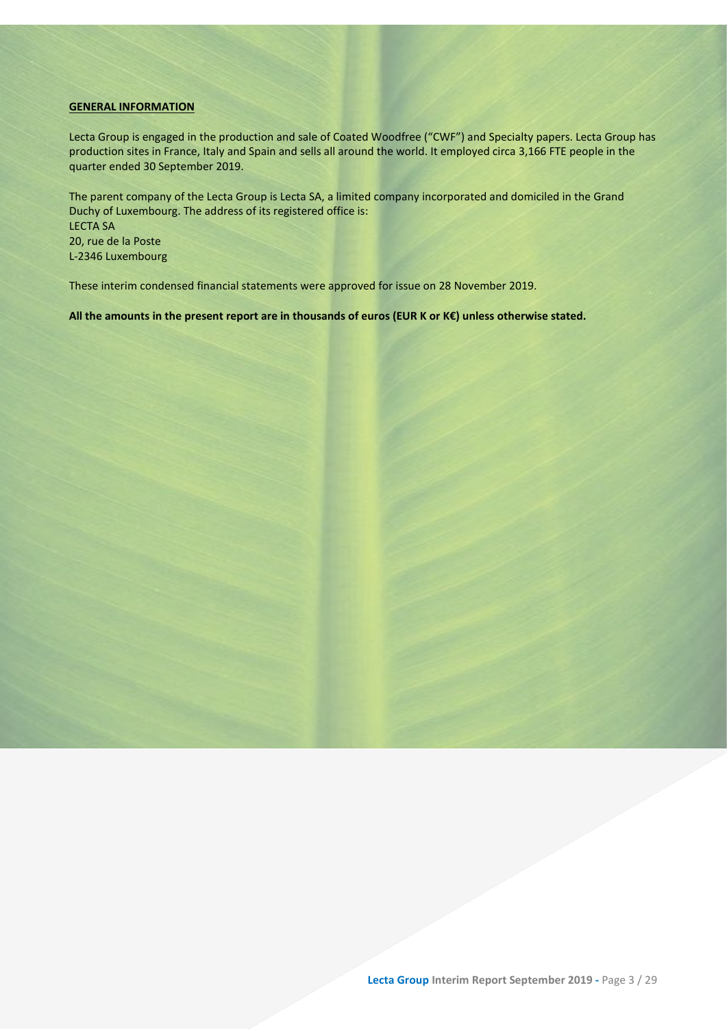## GENERAL INFORMATION

Lecta Group is engaged in the production and sale of Coated Woodfree ("CWF") and Specialty papers. Lecta Group has production sites in France, Italy and Spain and sells all around the world. It employed circa 3,166 FTE people in the quarter ended 30 September 2019.

The parent company of the Lecta Group is Lecta SA, a limited company incorporated and domiciled in the Grand Duchy of Luxembourg. The address of its registered office is:
LECTA SA
20, rue de la Poste
L-2346 Luxembourg

These interim condensed financial statements were approved for issue on 28 November 2019.

**All the amounts in the present report are in thousands of euros (EUR K or K€) unless otherwise stated.**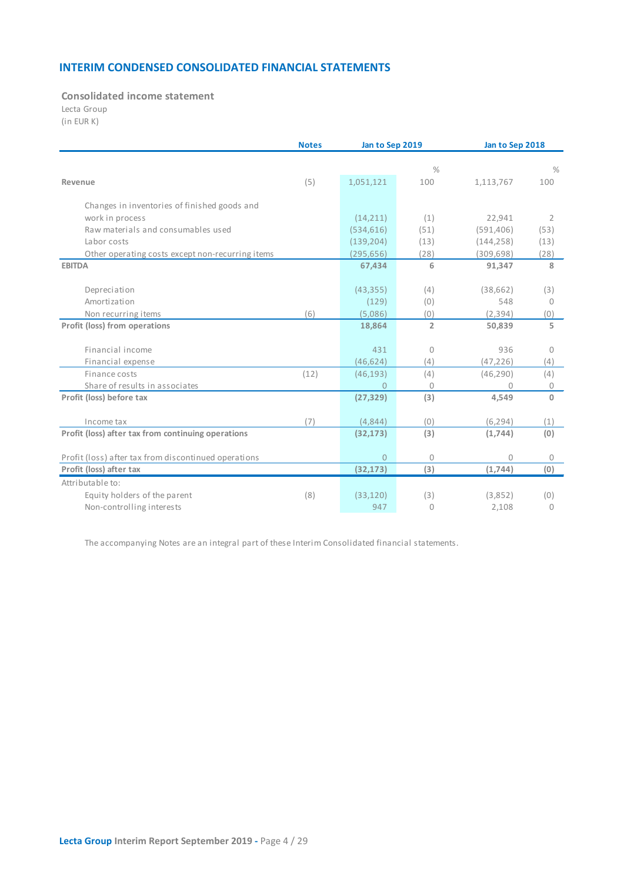## INTERIM CONDENSED CONSOLIDATED FINANCIAL STATEMENTS

### Consolidated income statement

Lecta Group
(in EUR K)

| | Notes | Jan to Sep 2019 | % | Jan to Sep 2018 | % |
|---|---|---|---|---|---|
| **Revenue** | (5) | 1,051,121 | 100 | 1,113,767 | 100 |
| Changes in inventories of finished goods and work in process | | (14,211) | (1) | 22,941 | 2 |
| Raw materials and consumables used | | (534,616) | (51) | (591,406) | (53) |
| Labor costs | | (139,204) | (13) | (144,258) | (13) |
| Other operating costs except non-recurring items | | (295,656) | (28) | (309,698) | (28) |
| **EBITDA** | | **67,434** | **6** | **91,347** | **8** |
| Depreciation | | (43,355) | (4) | (38,662) | (3) |
| Amortization | | (129) | (0) | 548 | 0 |
| Non recurring items | (6) | (5,086) | (0) | (2,394) | (0) |
| **Profit (loss) from operations** | | **18,864** | **2** | **50,839** | **5** |
| Financial income | | 431 | 0 | 936 | 0 |
| Financial expense | | (46,624) | (4) | (47,226) | (4) |
| Finance costs | (12) | (46,193) | (4) | (46,290) | (4) |
| Share of results in associates | | 0 | 0 | 0 | 0 |
| **Profit (loss) before tax** | | **(27,329)** | **(3)** | **4,549** | **0** |
| Income tax | (7) | (4,844) | (0) | (6,294) | (1) |
| **Profit (loss) after tax from continuing operations** | | **(32,173)** | **(3)** | **(1,744)** | **(0)** |
| Profit (loss) after tax from discontinued operations | | 0 | 0 | 0 | 0 |
| **Profit (loss) after tax** | | **(32,173)** | **(3)** | **(1,744)** | **(0)** |
| Attributable to: | | | | | |
| Equity holders of the parent | (8) | (33,120) | (3) | (3,852) | (0) |
| Non-controlling interests | | 947 | 0 | 2,108 | 0 |

The accompanying Notes are an integral part of these Interim Consolidated financial statements.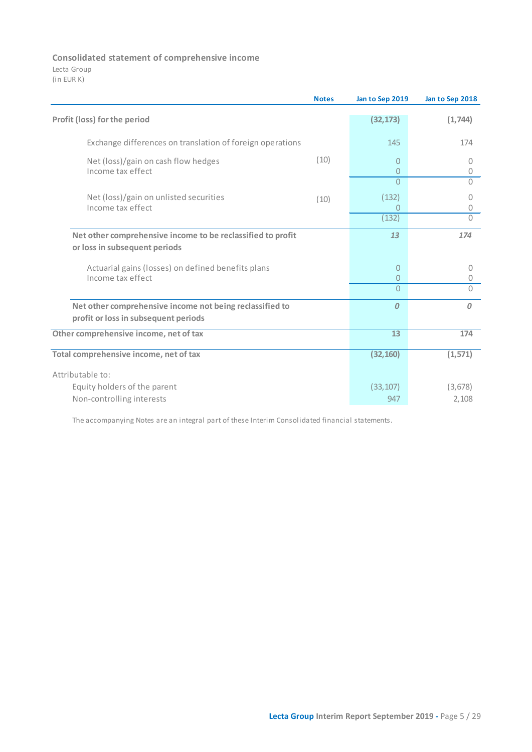## Consolidated statement of comprehensive income

Lecta Group
(in EUR K)

| | Notes | Jan to Sep 2019 | Jan to Sep 2018 |
|---|---|---|---|
| **Profit (loss) for the period** | | **(32,173)** | **(1,744)** |
| Exchange differences on translation of foreign operations | | 145 | 174 |
| Net (loss)/gain on cash flow hedges | (10) | 0 | 0 |
| Income tax effect | | 0 | 0 |
| | | 0 | 0 |
| Net (loss)/gain on unlisted securities | (10) | (132) | 0 |
| Income tax effect | | 0 | 0 |
| | | (132) | 0 |
| **Net other comprehensive income to be reclassified to profit or loss in subsequent periods** | | ***13*** | ***174*** |
| Actuarial gains (losses) on defined benefits plans | | 0 | 0 |
| Income tax effect | | 0 | 0 |
| | | 0 | 0 |
| **Net other comprehensive income not being reclassified to profit or loss in subsequent periods** | | ***0*** | ***0*** |
| **Other comprehensive income, net of tax** | | **13** | **174** |
| **Total comprehensive income, net of tax** | | **(32,160)** | **(1,571)** |
| Attributable to: | | | |
| Equity holders of the parent | | (33,107) | (3,678) |
| Non-controlling interests | | 947 | 2,108 |

The accompanying Notes are an integral part of these Interim Consolidated financial statements.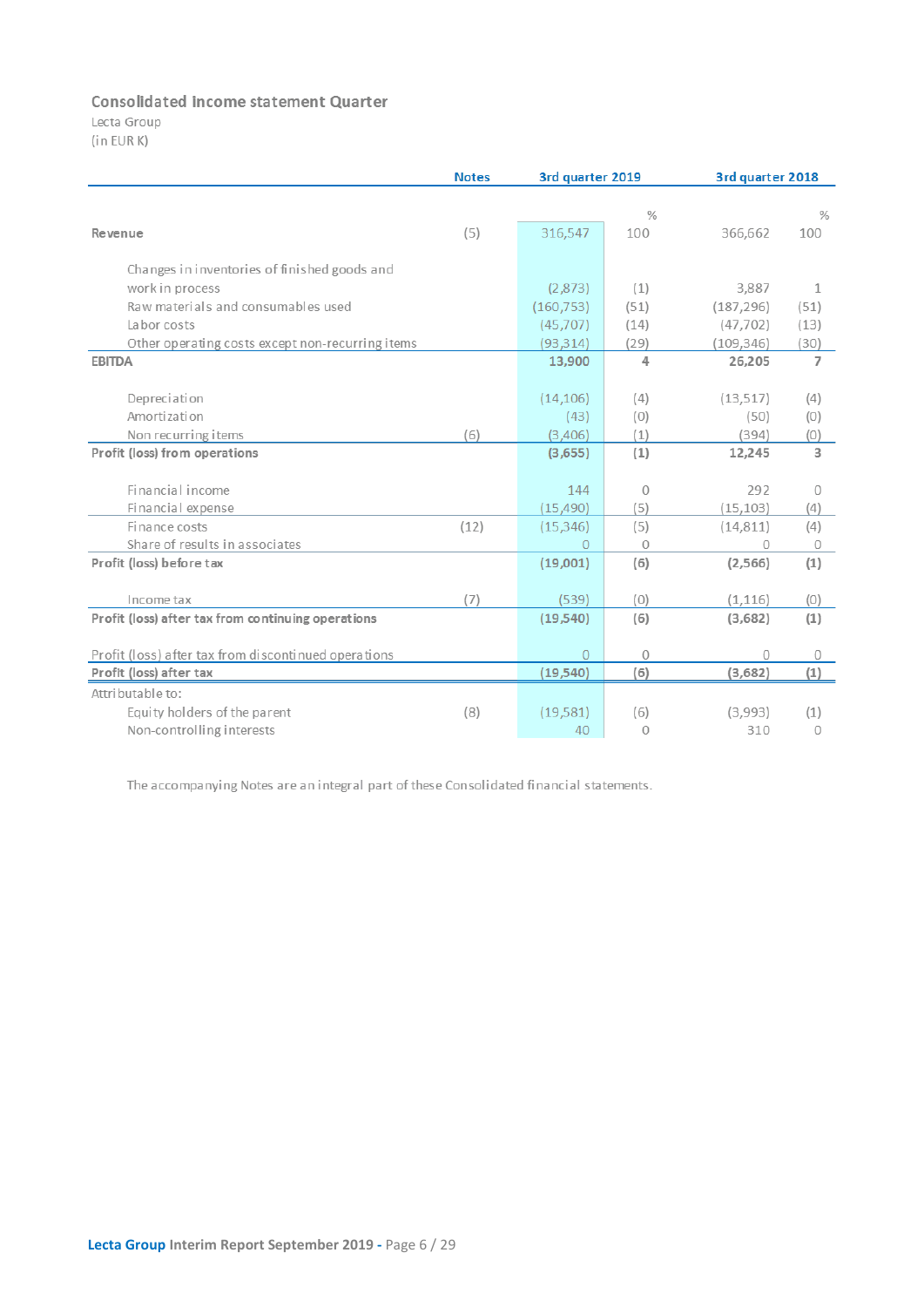## Consolidated Income statement Quarter

Lecta Group
(in EUR K)

| | Notes | 3rd quarter 2019 | % | 3rd quarter 2018 | % |
|---|---|---|---|---|---|
| **Revenue** | (5) | 316,547 | 100 | 366,662 | 100 |
| Changes in inventories of finished goods and work in process | | (2,873) | (1) | 3,887 | 1 |
| Raw materials and consumables used | | (160,753) | (51) | (187,296) | (51) |
| Labor costs | | (45,707) | (14) | (47,702) | (13) |
| Other operating costs except non-recurring items | | (93,314) | (29) | (109,346) | (30) |
| **EBITDA** | | **13,900** | **4** | **26,205** | **7** |
| Depreciation | | (14,106) | (4) | (13,517) | (4) |
| Amortization | | (43) | (0) | (50) | (0) |
| Non recurring items | (6) | (3,406) | (1) | (394) | (0) |
| **Profit (loss) from operations** | | **(3,655)** | **(1)** | **12,245** | **3** |
| Financial income | | 144 | 0 | 292 | 0 |
| Financial expense | | (15,490) | (5) | (15,103) | (4) |
| Finance costs | (12) | (15,346) | (5) | (14,811) | (4) |
| Share of results in associates | | 0 | 0 | 0 | 0 |
| **Profit (loss) before tax** | | **(19,001)** | **(6)** | **(2,566)** | **(1)** |
| Income tax | (7) | (539) | (0) | (1,116) | (0) |
| **Profit (loss) after tax from continuing operations** | | **(19,540)** | **(6)** | **(3,682)** | **(1)** |
| Profit (loss) after tax from discontinued operations | | 0 | 0 | 0 | 0 |
| **Profit (loss) after tax** | | **(19,540)** | **(6)** | **(3,682)** | **(1)** |
| Attributable to: | | | | | |
| Equity holders of the parent | (8) | (19,581) | (6) | (3,993) | (1) |
| Non-controlling interests | | 40 | 0 | 310 | 0 |

The accompanying Notes are an integral part of these Consolidated financial statements.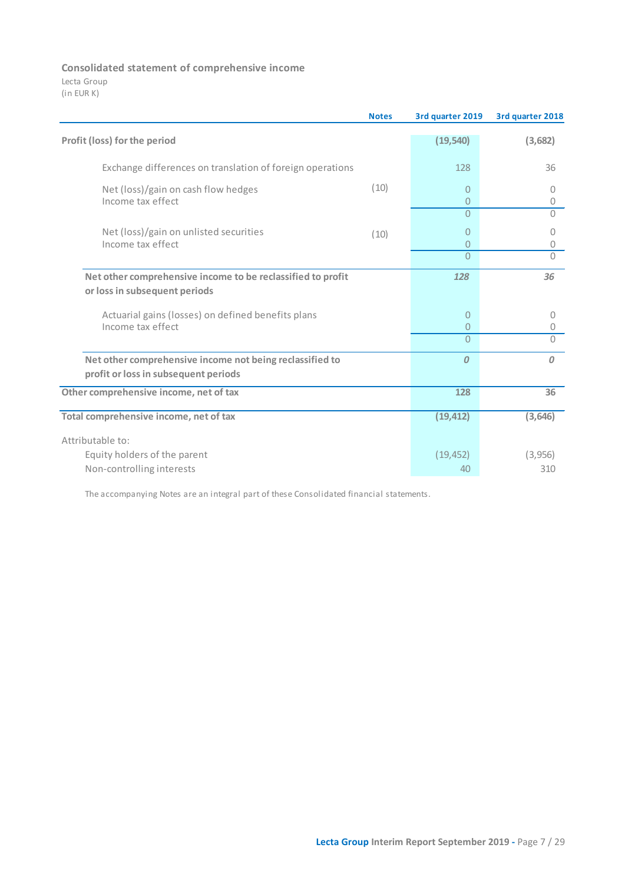**Consolidated statement of comprehensive income**

Lecta Group
(in EUR K)

| | Notes | 3rd quarter 2019 | 3rd quarter 2018 |
|---|---|---|---|
| **Profit (loss) for the period** | | **(19,540)** | **(3,682)** |
| Exchange differences on translation of foreign operations | | 128 | 36 |
| Net (loss)/gain on cash flow hedges | (10) | 0 | 0 |
| Income tax effect | | 0 | 0 |
| | | 0 | 0 |
| Net (loss)/gain on unlisted securities | (10) | 0 | 0 |
| Income tax effect | | 0 | 0 |
| | | 0 | 0 |
| **Net other comprehensive income to be reclassified to profit or loss in subsequent periods** | | ***128*** | ***36*** |
| Actuarial gains (losses) on defined benefits plans | | 0 | 0 |
| Income tax effect | | 0 | 0 |
| | | 0 | 0 |
| **Net other comprehensive income not being reclassified to profit or loss in subsequent periods** | | ***0*** | ***0*** |
| **Other comprehensive income, net of tax** | | **128** | **36** |
| **Total comprehensive income, net of tax** | | **(19,412)** | **(3,646)** |
| Attributable to: | | | |
| Equity holders of the parent | | (19,452) | (3,956) |
| Non-controlling interests | | 40 | 310 |

The accompanying Notes are an integral part of these Consolidated financial statements.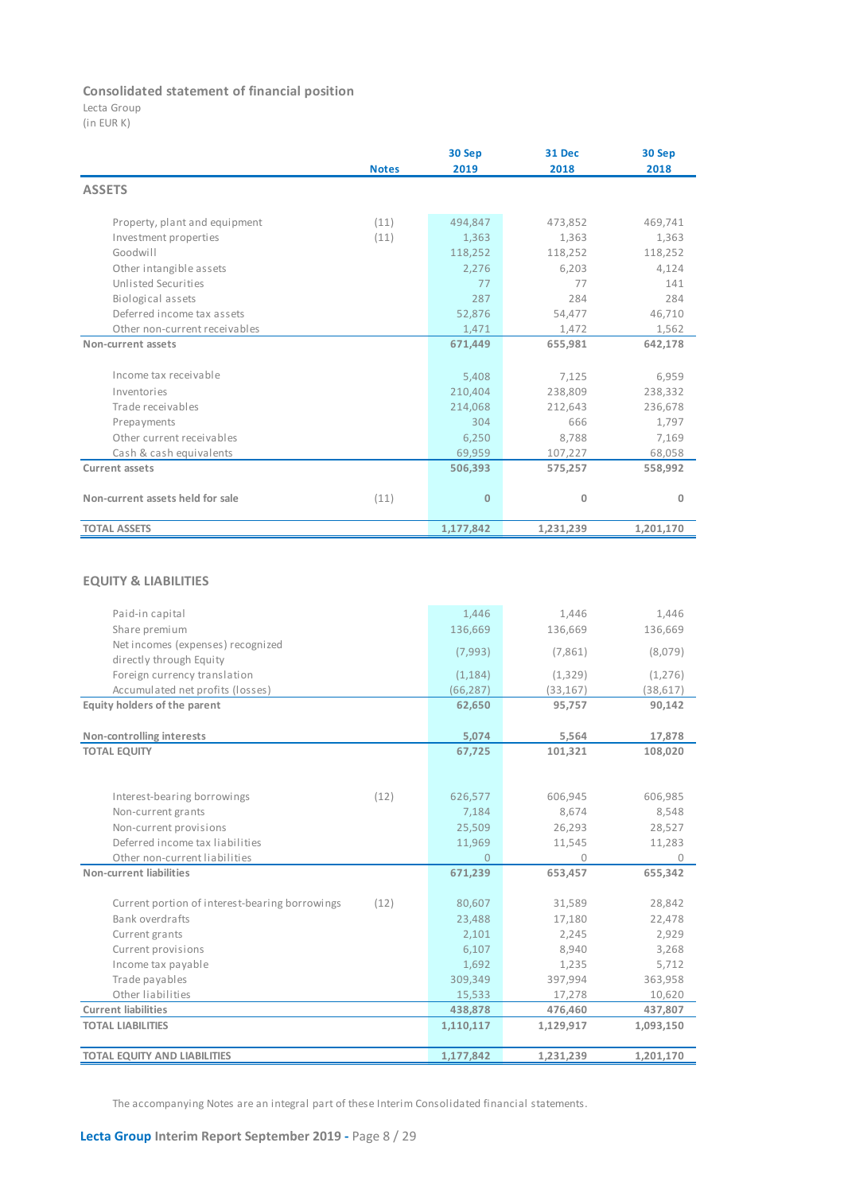## Consolidated statement of financial position

Lecta Group
(in EUR K)

| | Notes | 30 Sep 2019 | 31 Dec 2018 | 30 Sep 2018 |
|---|---|---|---|---|
| **ASSETS** | | | | |
| Property, plant and equipment | (11) | 494,847 | 473,852 | 469,741 |
| Investment properties | (11) | 1,363 | 1,363 | 1,363 |
| Goodwill | | 118,252 | 118,252 | 118,252 |
| Other intangible assets | | 2,276 | 6,203 | 4,124 |
| Unlisted Securities | | 77 | 77 | 141 |
| Biological assets | | 287 | 284 | 284 |
| Deferred income tax assets | | 52,876 | 54,477 | 46,710 |
| Other non-current receivables | | 1,471 | 1,472 | 1,562 |
| **Non-current assets** | | **671,449** | **655,981** | **642,178** |
| Income tax receivable | | 5,408 | 7,125 | 6,959 |
| Inventories | | 210,404 | 238,809 | 238,332 |
| Trade receivables | | 214,068 | 212,643 | 236,678 |
| Prepayments | | 304 | 666 | 1,797 |
| Other current receivables | | 6,250 | 8,788 | 7,169 |
| Cash & cash equivalents | | 69,959 | 107,227 | 68,058 |
| **Current assets** | | **506,393** | **575,257** | **558,992** |
| **Non-current assets held for sale** | (11) | **0** | **0** | **0** |
| **TOTAL ASSETS** | | **1,177,842** | **1,231,239** | **1,201,170** |

| | Notes | 30 Sep 2019 | 31 Dec 2018 | 30 Sep 2018 |
|---|---|---|---|---|
| **EQUITY & LIABILITIES** | | | | |
| Paid-in capital | | 1,446 | 1,446 | 1,446 |
| Share premium | | 136,669 | 136,669 | 136,669 |
| Net incomes (expenses) recognized directly through Equity | | (7,993) | (7,861) | (8,079) |
| Foreign currency translation | | (1,184) | (1,329) | (1,276) |
| Accumulated net profits (losses) | | (66,287) | (33,167) | (38,617) |
| **Equity holders of the parent** | | **62,650** | **95,757** | **90,142** |
| **Non-controlling interests** | | **5,074** | **5,564** | **17,878** |
| **TOTAL EQUITY** | | **67,725** | **101,321** | **108,020** |
| Interest-bearing borrowings | (12) | 626,577 | 606,945 | 606,985 |
| Non-current grants | | 7,184 | 8,674 | 8,548 |
| Non-current provisions | | 25,509 | 26,293 | 28,527 |
| Deferred income tax liabilities | | 11,969 | 11,545 | 11,283 |
| Other non-current liabilities | | 0 | 0 | 0 |
| **Non-current liabilities** | | **671,239** | **653,457** | **655,342** |
| Current portion of interest-bearing borrowings | (12) | 80,607 | 31,589 | 28,842 |
| Bank overdrafts | | 23,488 | 17,180 | 22,478 |
| Current grants | | 2,101 | 2,245 | 2,929 |
| Current provisions | | 6,107 | 8,940 | 3,268 |
| Income tax payable | | 1,692 | 1,235 | 5,712 |
| Trade payables | | 309,349 | 397,994 | 363,958 |
| Other liabilities | | 15,533 | 17,278 | 10,620 |
| **Current liabilities** | | **438,878** | **476,460** | **437,807** |
| **TOTAL LIABILITIES** | | **1,110,117** | **1,129,917** | **1,093,150** |
| **TOTAL EQUITY AND LIABILITIES** | | **1,177,842** | **1,231,239** | **1,201,170** |

The accompanying Notes are an integral part of these Interim Consolidated financial statements.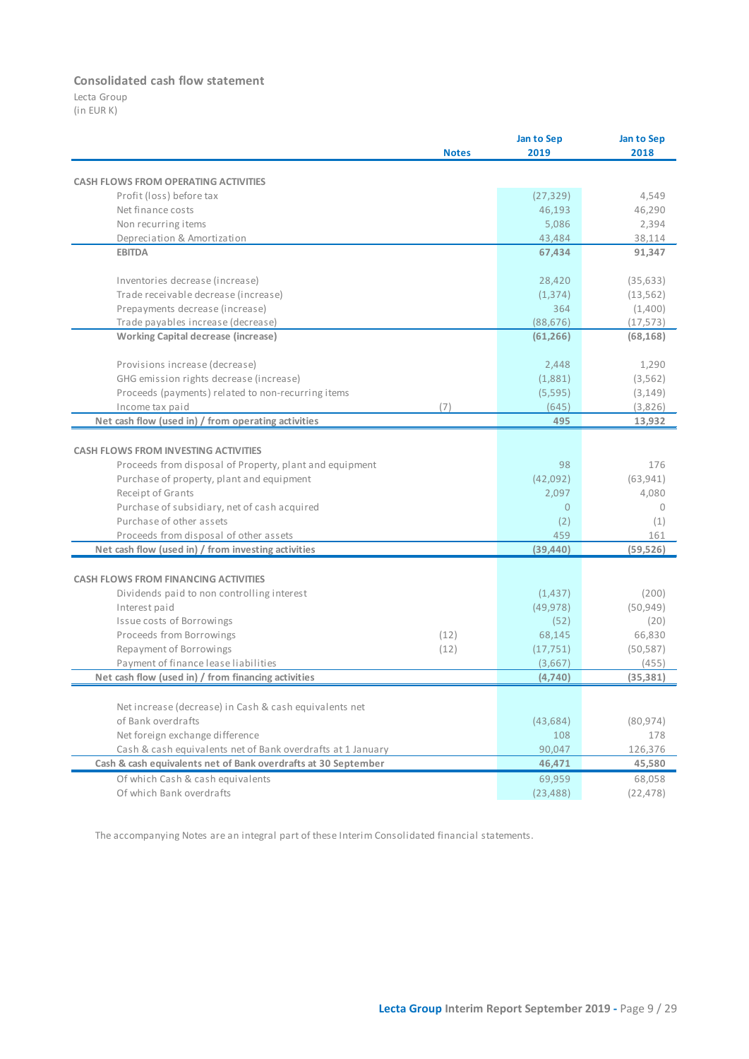## Consolidated cash flow statement

Lecta Group
(in EUR K)

| | Notes | Jan to Sep 2019 | Jan to Sep 2018 |
|---|---|---|---|
| **CASH FLOWS FROM OPERATING ACTIVITIES** | | | |
| Profit (loss) before tax | | (27,329) | 4,549 |
| Net finance costs | | 46,193 | 46,290 |
| Non recurring items | | 5,086 | 2,394 |
| Depreciation & Amortization | | 43,484 | 38,114 |
| **EBITDA** | | **67,434** | **91,347** |
| | | | |
| Inventories decrease (increase) | | 28,420 | (35,633) |
| Trade receivable decrease (increase) | | (1,374) | (13,562) |
| Prepayments decrease (increase) | | 364 | (1,400) |
| Trade payables increase (decrease) | | (88,676) | (17,573) |
| **Working Capital decrease (increase)** | | **(61,266)** | **(68,168)** |
| | | | |
| Provisions increase (decrease) | | 2,448 | 1,290 |
| GHG emission rights decrease (increase) | | (1,881) | (3,562) |
| Proceeds (payments) related to non-recurring items | | (5,595) | (3,149) |
| Income tax paid | (7) | (645) | (3,826) |
| **Net cash flow (used in) / from operating activities** | | **495** | **13,932** |
| | | | |
| **CASH FLOWS FROM INVESTING ACTIVITIES** | | | |
| Proceeds from disposal of Property, plant and equipment | | 98 | 176 |
| Purchase of property, plant and equipment | | (42,092) | (63,941) |
| Receipt of Grants | | 2,097 | 4,080 |
| Purchase of subsidiary, net of cash acquired | | 0 | 0 |
| Purchase of other assets | | (2) | (1) |
| Proceeds from disposal of other assets | | 459 | 161 |
| **Net cash flow (used in) / from investing activities** | | **(39,440)** | **(59,526)** |
| | | | |
| **CASH FLOWS FROM FINANCING ACTIVITIES** | | | |
| Dividends paid to non controlling interest | | (1,437) | (200) |
| Interest paid | | (49,978) | (50,949) |
| Issue costs of Borrowings | | (52) | (20) |
| Proceeds from Borrowings | (12) | 68,145 | 66,830 |
| Repayment of Borrowings | (12) | (17,751) | (50,587) |
| Payment of finance lease liabilities | | (3,667) | (455) |
| **Net cash flow (used in) / from financing activities** | | **(4,740)** | **(35,381)** |
| | | | |
| Net increase (decrease) in Cash & cash equivalents net of Bank overdrafts | | (43,684) | (80,974) |
| Net foreign exchange difference | | 108 | 178 |
| Cash & cash equivalents net of Bank overdrafts at 1 January | | 90,047 | 126,376 |
| **Cash & cash equivalents net of Bank overdrafts at 30 September** | | **46,471** | **45,580** |
| Of which Cash & cash equivalents | | 69,959 | 68,058 |
| Of which Bank overdrafts | | (23,488) | (22,478) |

The accompanying Notes are an integral part of these Interim Consolidated financial statements.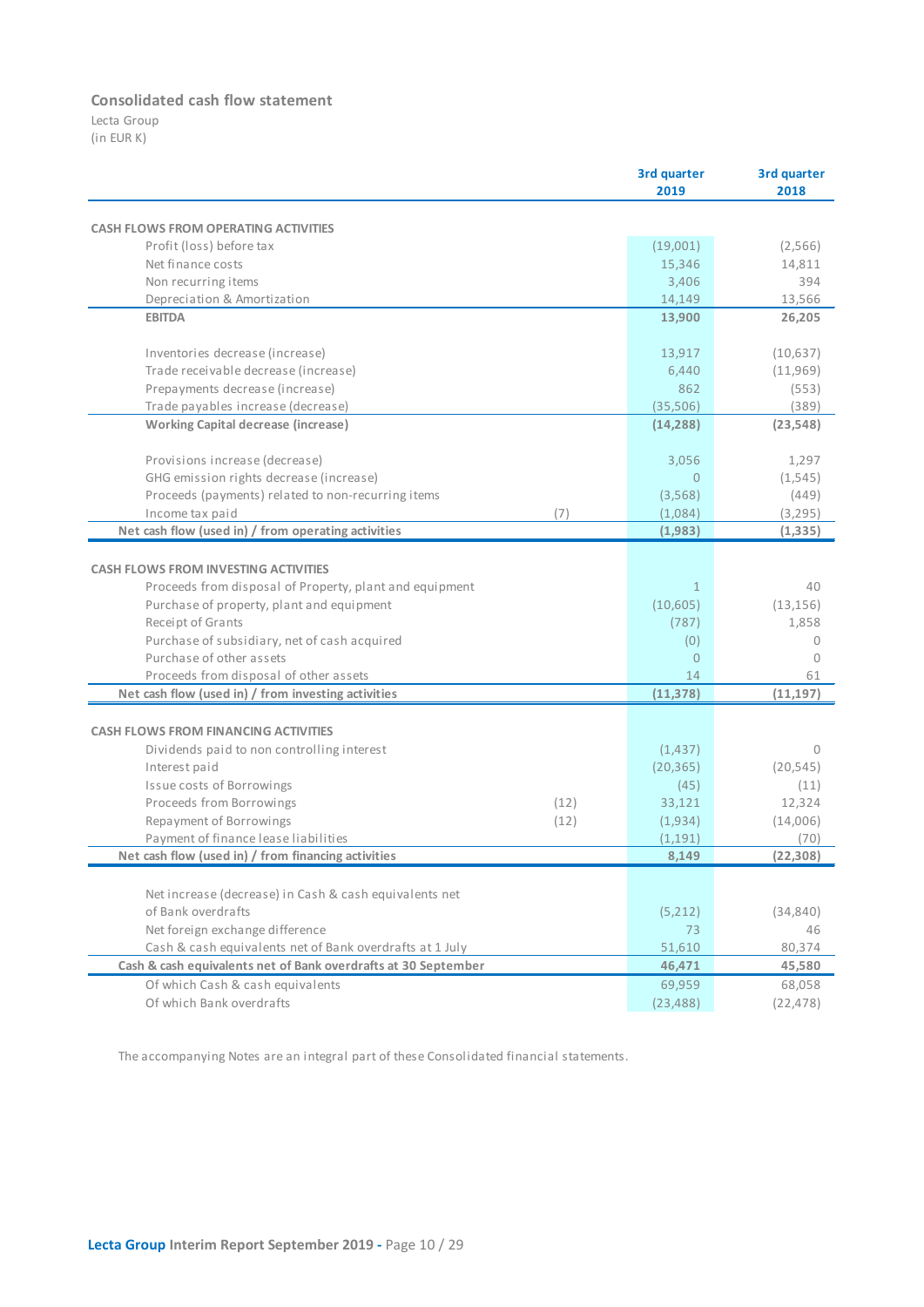## Consolidated cash flow statement

Lecta Group
(in EUR K)

| | | 3rd quarter 2019 | 3rd quarter 2018 |
|---|---|---|---|
| **CASH FLOWS FROM OPERATING ACTIVITIES** | | | |
| Profit (loss) before tax | | (19,001) | (2,566) |
| Net finance costs | | 15,346 | 14,811 |
| Non recurring items | | 3,406 | 394 |
| Depreciation & Amortization | | 14,149 | 13,566 |
| **EBITDA** | | **13,900** | **26,205** |
| Inventories decrease (increase) | | 13,917 | (10,637) |
| Trade receivable decrease (increase) | | 6,440 | (11,969) |
| Prepayments decrease (increase) | | 862 | (553) |
| Trade payables increase (decrease) | | (35,506) | (389) |
| **Working Capital decrease (increase)** | | **(14,288)** | **(23,548)** |
| Provisions increase (decrease) | | 3,056 | 1,297 |
| GHG emission rights decrease (increase) | | 0 | (1,545) |
| Proceeds (payments) related to non-recurring items | | (3,568) | (449) |
| Income tax paid | (7) | (1,084) | (3,295) |
| **Net cash flow (used in) / from operating activities** | | **(1,983)** | **(1,335)** |
| **CASH FLOWS FROM INVESTING ACTIVITIES** | | | |
| Proceeds from disposal of Property, plant and equipment | | 1 | 40 |
| Purchase of property, plant and equipment | | (10,605) | (13,156) |
| Receipt of Grants | | (787) | 1,858 |
| Purchase of subsidiary, net of cash acquired | | (0) | 0 |
| Purchase of other assets | | 0 | 0 |
| Proceeds from disposal of other assets | | 14 | 61 |
| **Net cash flow (used in) / from investing activities** | | **(11,378)** | **(11,197)** |
| **CASH FLOWS FROM FINANCING ACTIVITIES** | | | |
| Dividends paid to non controlling interest | | (1,437) | 0 |
| Interest paid | | (20,365) | (20,545) |
| Issue costs of Borrowings | | (45) | (11) |
| Proceeds from Borrowings | (12) | 33,121 | 12,324 |
| Repayment of Borrowings | (12) | (1,934) | (14,006) |
| Payment of finance lease liabilities | | (1,191) | (70) |
| **Net cash flow (used in) / from financing activities** | | **8,149** | **(22,308)** |
| Net increase (decrease) in Cash & cash equivalents net of Bank overdrafts | | (5,212) | (34,840) |
| Net foreign exchange difference | | 73 | 46 |
| Cash & cash equivalents net of Bank overdrafts at 1 July | | 51,610 | 80,374 |
| **Cash & cash equivalents net of Bank overdrafts at 30 September** | | **46,471** | **45,580** |
| Of which Cash & cash equivalents | | 69,959 | 68,058 |
| Of which Bank overdrafts | | (23,488) | (22,478) |

The accompanying Notes are an integral part of these Consolidated financial statements.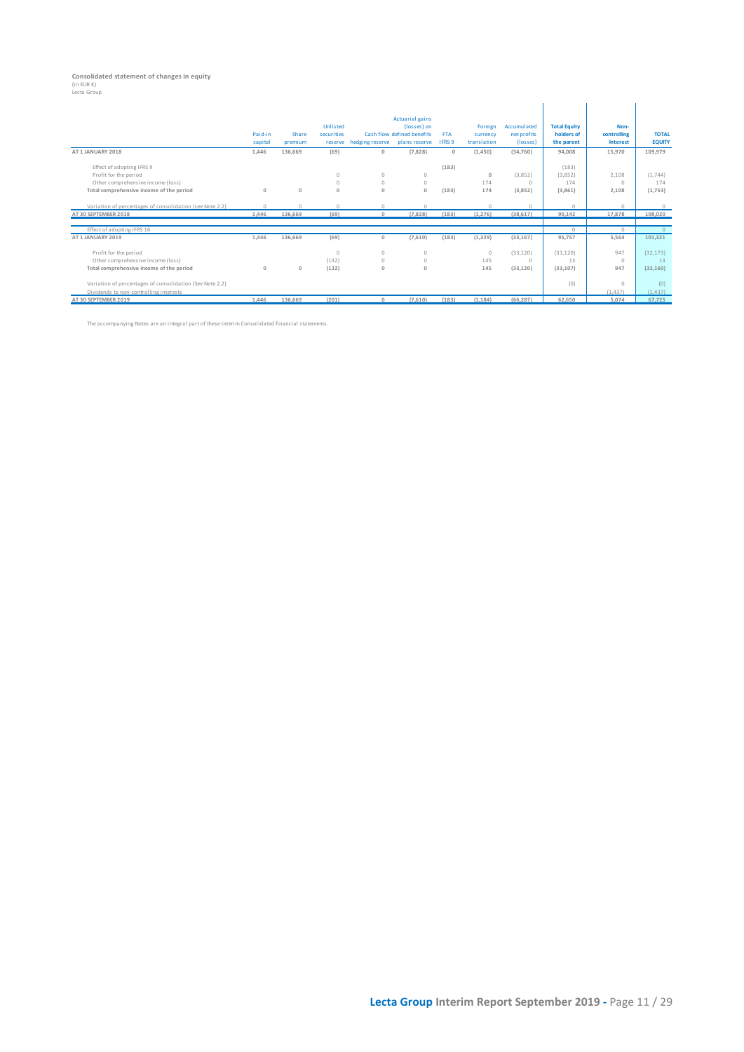**Consolidated statement of changes in equity**
(in EUR K)
Lecta Group

| | Paid-in capital | Share premium | Unlisted securities reserve | Cash flow hedging reserve | Actuarial gains (losses) on defined benefits plans reserve | FTA IFRS 9 | Foreign currency translation | Accumulated net profits (losses) | Total Equity holders of the parent | Non-controlling Interest | TOTAL EQUITY |
|---|---|---|---|---|---|---|---|---|---|---|---|
| **AT 1 JANUARY 2018** | 1,446 | 136,669 | (69) | 0 | (7,828) | 0 | (1,450) | (34,760) | 94,008 | 15,970 | 109,979 |
| Effect of adopting IFRS 9 | | | | | | (183) | | | (183) | | |
| Profit for the period | | | 0 | 0 | 0 | | 0 | (3,852) | (3,852) | 2,108 | (1,744) |
| Other comprehensive income (loss) | | | 0 | 0 | 0 | | 174 | 0 | 174 | 0 | 174 |
| **Total comprehensive income of the period** | 0 | 0 | 0 | 0 | 0 | (183) | 174 | (3,852) | (3,861) | 2,108 | (1,753) |
| Variation of percentages of consolidation (See Note 2.2) | 0 | 0 | 0 | 0 | 0 | | 0 | 0 | 0 | 0 | 0 |
| **AT 30 SEPTEMBER 2018** | 1,446 | 136,669 | (69) | 0 | (7,828) | (183) | (1,276) | (38,617) | 90,142 | 17,878 | 108,020 |
| Effect of adopting IFRS 16 | | | | | | | | | 0 | 0 | 0 |
| **AT 1 JANUARY 2019** | 1,446 | 136,669 | (69) | 0 | (7,610) | (183) | (1,329) | (33,167) | 95,757 | 5,564 | 101,321 |
| Profit for the period | | | 0 | 0 | 0 | | 0 | (33,120) | (33,120) | 947 | (32,173) |
| Other comprehensive income (loss) | | | (132) | 0 | 0 | | 145 | 0 | 13 | 0 | 13 |
| **Total comprehensive income of the period** | 0 | 0 | (132) | 0 | 0 | | 145 | (33,120) | (33,107) | 947 | (32,160) |
| Variation of percentages of consolidation (See Note 2.2) | | | | | | | | | (0) | 0 | (0) |
| Dividends to non-controlling interests | | | | | | | | | | (1,437) | (1,437) |
| **AT 30 SEPTEMBER 2019** | 1,446 | 136,669 | (201) | 0 | (7,610) | (183) | (1,184) | (66,287) | 62,650 | 5,074 | 67,725 |

The accompanying Notes are an integral part of these Interim Consolidated financial statements.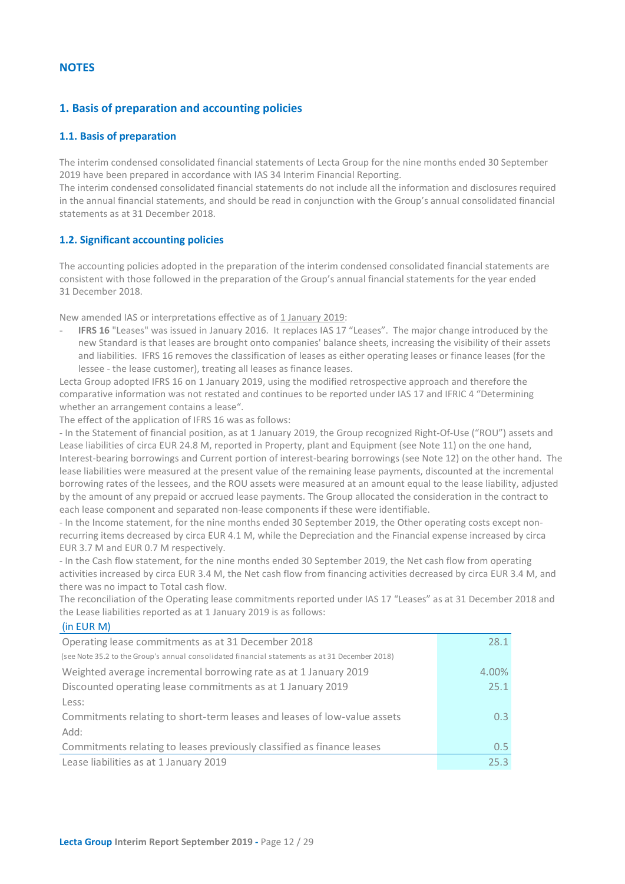# NOTES

## 1. Basis of preparation and accounting policies

### 1.1. Basis of preparation

The interim condensed consolidated financial statements of Lecta Group for the nine months ended 30 September 2019 have been prepared in accordance with IAS 34 Interim Financial Reporting.
The interim condensed consolidated financial statements do not include all the information and disclosures required in the annual financial statements, and should be read in conjunction with the Group's annual consolidated financial statements as at 31 December 2018.

### 1.2. Significant accounting policies

The accounting policies adopted in the preparation of the interim condensed consolidated financial statements are consistent with those followed in the preparation of the Group's annual financial statements for the year ended 31 December 2018.

New amended IAS or interpretations effective as of 1 January 2019:

- **IFRS 16** "Leases" was issued in January 2016. It replaces IAS 17 "Leases". The major change introduced by the new Standard is that leases are brought onto companies' balance sheets, increasing the visibility of their assets and liabilities. IFRS 16 removes the classification of leases as either operating leases or finance leases (for the lessee - the lease customer), treating all leases as finance leases.

Lecta Group adopted IFRS 16 on 1 January 2019, using the modified retrospective approach and therefore the comparative information was not restated and continues to be reported under IAS 17 and IFRIC 4 "Determining whether an arrangement contains a lease".
The effect of the application of IFRS 16 was as follows:
- In the Statement of financial position, as at 1 January 2019, the Group recognized Right-Of-Use ("ROU") assets and Lease liabilities of circa EUR 24.8 M, reported in Property, plant and Equipment (see Note 11) on the one hand, Interest-bearing borrowings and Current portion of interest-bearing borrowings (see Note 12) on the other hand. The lease liabilities were measured at the present value of the remaining lease payments, discounted at the incremental borrowing rates of the lessees, and the ROU assets were measured at an amount equal to the lease liability, adjusted by the amount of any prepaid or accrued lease payments. The Group allocated the consideration in the contract to each lease component and separated non-lease components if these were identifiable.
- In the Income statement, for the nine months ended 30 September 2019, the Other operating costs except non-recurring items decreased by circa EUR 4.1 M, while the Depreciation and the Financial expense increased by circa EUR 3.7 M and EUR 0.7 M respectively.
- In the Cash flow statement, for the nine months ended 30 September 2019, the Net cash flow from operating activities increased by circa EUR 3.4 M, the Net cash flow from financing activities decreased by circa EUR 3.4 M, and there was no impact to Total cash flow.
The reconciliation of the Operating lease commitments reported under IAS 17 "Leases" as at 31 December 2018 and the Lease liabilities reported as at 1 January 2019 is as follows:

| (in EUR M) | |
|---|---|
| Operating lease commitments as at 31 December 2018<br>(see Note 35.2 to the Group's annual consolidated financial statements as at 31 December 2018) | 28.1 |
| Weighted average incremental borrowing rate as at 1 January 2019 | 4.00% |
| Discounted operating lease commitments as at 1 January 2019 | 25.1 |
| Less: | |
| Commitments relating to short-term leases and leases of low-value assets | 0.3 |
| Add: | |
| Commitments relating to leases previously classified as finance leases | 0.5 |
| Lease liabilities as at 1 January 2019 | 25.3 |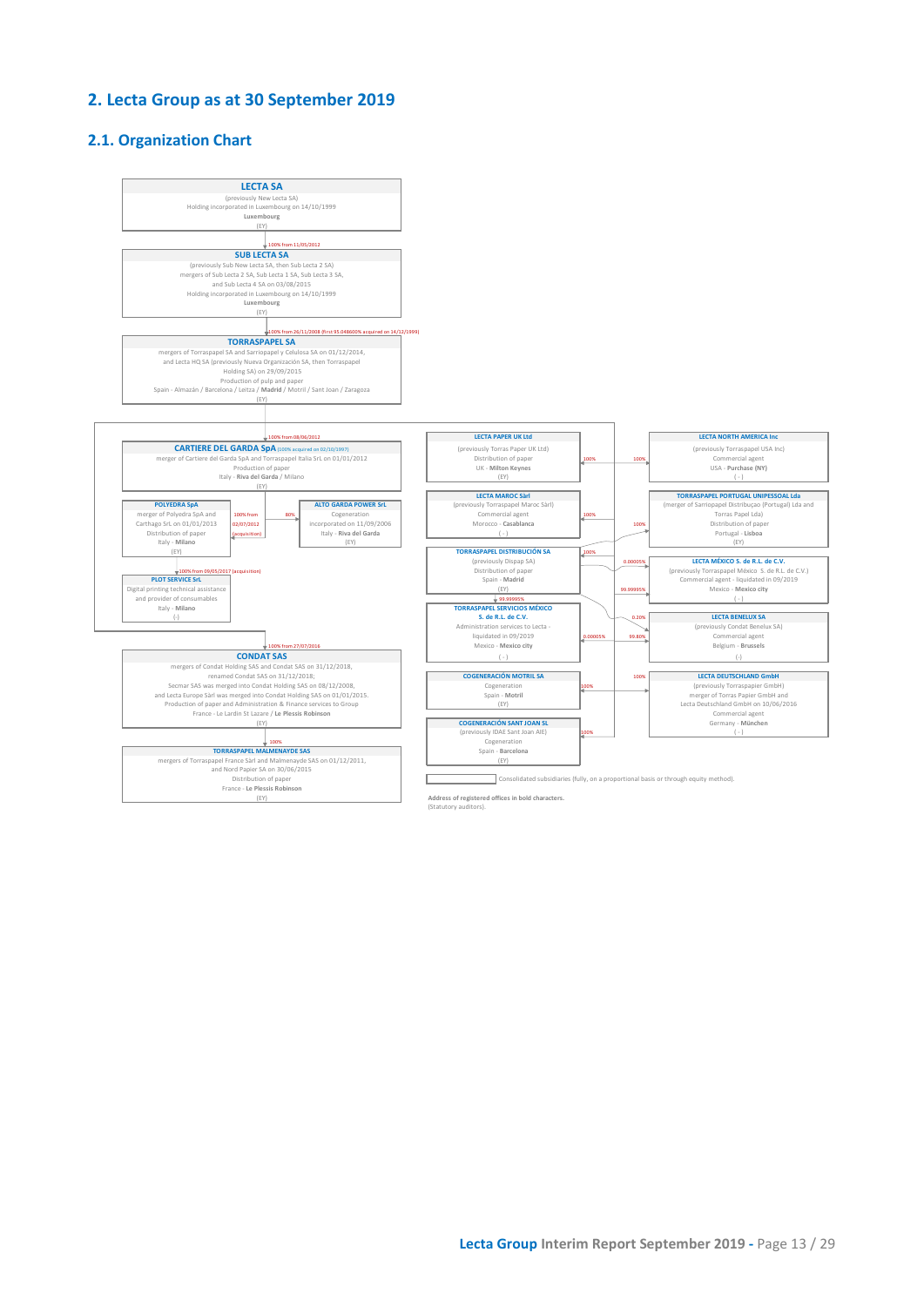## 2. Lecta Group as at 30 September 2019

### 2.1. Organization Chart

**LECTA SA**
(previously New Lecta SA)
Holding incorporated in Luxembourg on 14/10/1999
**Luxembourg**
(EY)

↓ 100% from 11/05/2012

**SUB LECTA SA**
(previously Sub New Lecta SA, then Sub Lecta 2 SA)
mergers of Sub Lecta 2 SA, Sub Lecta 1 SA, Sub Lecta 3 SA,
and Sub Lecta 4 SA on 03/08/2015
Holding incorporated in Luxembourg on 14/10/1999
**Luxembourg**
(EY)

↓ 100% from 26/11/2008 (first 95.048600% acquired on 14/12/1999)

**TORRASPAPEL SA**
mergers of Torraspapel SA and Sarriopapel y Celulosa SA on 01/12/2014,
and Lecta HQ SA (previously Nueva Organización SA, then Torraspapel
Holding SA) on 29/09/2015
Production of pulp and paper
Spain - Almazán / Barcelona / Leitza / **Madrid** / Motril / Sant Joan / Zaragoza
(EY)

↓ 100% from 08/06/2012

**CARTIERE DEL GARDA SpA** (100% acquired on 02/10/1997)
merger of Cartiere del Garda SpA and Torraspapel Italia SrL on 01/01/2012
Production of paper
Italy - **Riva del Garda** / Milano
(EY)

- 100% from 02/07/2012 (acquisition) → **POLYEDRA SpA**
  merger of Polyedra SpA and Carthago SrL on 01/01/2013
  Distribution of paper
  Italy - **Milano**
  (EY)
  - 100% from 09/05/2017 (acquisition) → **PLOT SERVICE SrL**
    Digital printing technical assistance and provider of consumables
    Italy - **Milano**
    (-)
- 80% → **ALTO GARDA POWER SrL**
  Cogeneration
  incorporated on 11/09/2006
  Italy - **Riva del Garda**
  (EY)

↓ 100% from 27/07/2016

**CONDAT SAS**
mergers of Condat Holding SAS and Condat SAS on 31/12/2018,
renamed Condat SAS on 31/12/2018;
Secmar SAS was merged into Condat Holding SAS on 08/12/2008,
and Lecta Europe Sàrl was merged into Condat Holding SAS on 01/01/2015.
Production of paper and Administration & Finance services to Group
France - Le Lardin St Lazare / **Le Plessis Robinson**
(EY)

↓ 100%

**TORRASPAPEL MALMENAYDE SAS**
mergers of Torraspapel France Sàrl and Malmenayde SAS on 01/12/2011,
and Nord Papier SA on 30/06/2015
Distribution of paper
France - **Le Plessis Robinson**
(EY)

Subsidiaries of Torraspapel SA:

- 100% → **LECTA PAPER UK Ltd**
  (previously Torras Paper UK Ltd)
  Distribution of paper
  UK - **Milton Keynes**
  (EY)
- 100% → **LECTA MAROC Sàrl**
  (previously Torraspapel Maroc Sàrl)
  Commercial agent
  Morocco - **Casablanca**
  (-)
- 100% → **TORRASPAPEL DISTRIBUCIÓN SA**
  (previously Dispap SA)
  Distribution of paper
  Spain - **Madrid**
  (EY)
  - 99.99995% → **TORRASPAPEL SERVICIOS MÉXICO S. de R.L. de C.V.**
  - 0.00005% → **LECTA MÉXICO S. de R.L. de C.V.**
- **TORRASPAPEL SERVICIOS MÉXICO S. de R.L. de C.V.**
  Administration services to Lecta - liquidated in 09/2019
  Mexico - **Mexico city**
  (-)
  - 0.00005% from Torraspapel SA
- 100% → **COGENERACIÓN MOTRIL SA**
  Cogeneration
  Spain - **Motril**
  (EY)
- 100% → **COGENERACIÓN SANT JOAN SL**
  (previously IDAE Sant Joan AIE)
  Cogeneration
  Spain - **Barcelona**
  (EY)
- 100% → **LECTA NORTH AMERICA Inc**
  (previously Torraspapel USA Inc)
  Commercial agent
  USA - **Purchase (NY)**
  (-)
- 100% → **TORRASPAPEL PORTUGAL UNIPESSOAL Lda**
  (merger of Sarriopapel Distribuçao (Portugal) Lda and Torras Papel Lda)
  Distribution of paper
  Portugal - **Lisboa**
  (EY)
- 99.99995% → **LECTA MÉXICO S. de R.L. de C.V.**
  (previously Torraspapel México S. de R.L. de C.V.)
  Commercial agent - liquidated in 09/2019
  Mexico - **Mexico city**
  (-)
- 99.80% → **LECTA BENELUX SA** (0.20% from Torraspapel Distribución SA)
  (previously Condat Benelux SA)
  Commercial agent
  Belgium - **Brussels**
  (-)
- 100% → **LECTA DEUTSCHLAND GmbH**
  (previously Torraspapier GmbH)
  merger of Torras Papier GmbH and Lecta Deutschland GmbH on 10/06/2016
  Commercial agent
  Germany - **München**
  (-)

☐ Consolidated subsidiaries (fully, on a proportional basis or through equity method).

Address of registered offices in bold characters.
(Statutory auditors).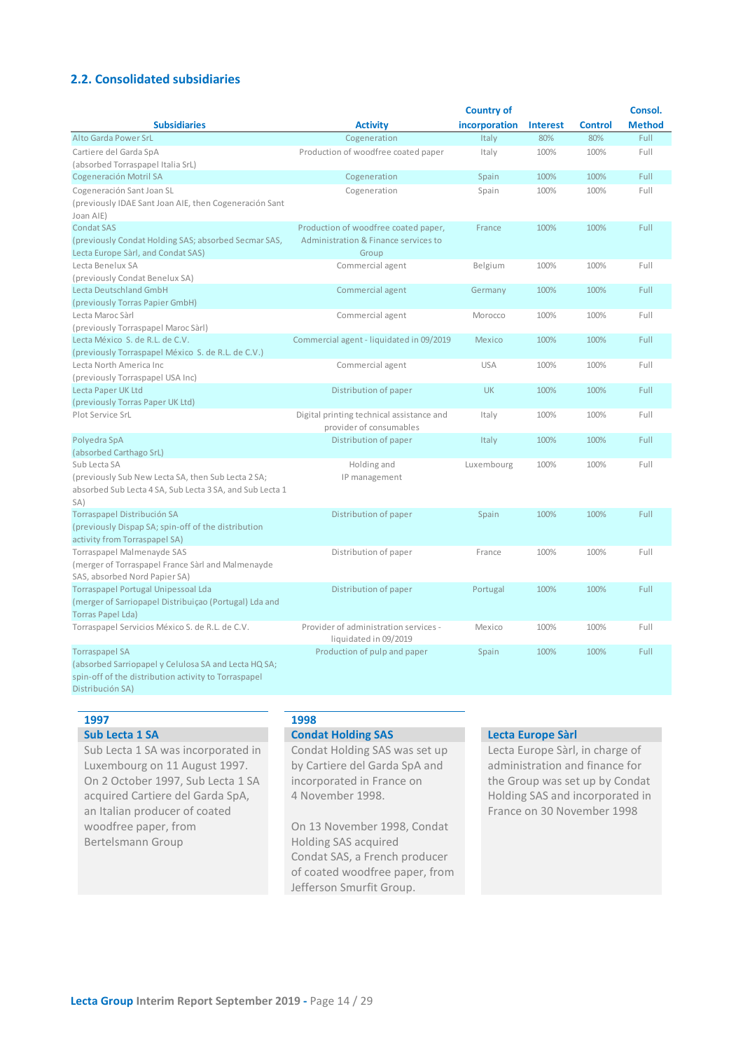## 2.2. Consolidated subsidiaries

| Subsidiaries | Activity | Country of incorporation | Interest | Control | Consol. Method |
|---|---|---|---|---|---|
| Alto Garda Power SrL | Cogeneration | Italy | 80% | 80% | Full |
| Cartiere del Garda SpA (absorbed Torraspapel Italia SrL) | Production of woodfree coated paper | Italy | 100% | 100% | Full |
| Cogeneración Motril SA | Cogeneration | Spain | 100% | 100% | Full |
| Cogeneración Sant Joan SL (previously IDAE Sant Joan AIE, then Cogeneración Sant Joan AIE) | Cogeneration | Spain | 100% | 100% | Full |
| Condat SAS (previously Condat Holding SAS; absorbed Secmar SAS, Lecta Europe Sàrl, and Condat SAS) | Production of woodfree coated paper, Administration & Finance services to Group | France | 100% | 100% | Full |
| Lecta Benelux SA (previously Condat Benelux SA) | Commercial agent | Belgium | 100% | 100% | Full |
| Lecta Deutschland GmbH (previously Torras Papier GmbH) | Commercial agent | Germany | 100% | 100% | Full |
| Lecta Maroc Sàrl (previously Torraspapel Maroc Sàrl) | Commercial agent | Morocco | 100% | 100% | Full |
| Lecta México S. de R.L. de C.V. (previously Torraspapel México S. de R.L. de C.V.) | Commercial agent - liquidated in 09/2019 | Mexico | 100% | 100% | Full |
| Lecta North America Inc (previously Torraspapel USA Inc) | Commercial agent | USA | 100% | 100% | Full |
| Lecta Paper UK Ltd (previously Torras Paper UK Ltd) | Distribution of paper | UK | 100% | 100% | Full |
| Plot Service SrL | Digital printing technical assistance and provider of consumables | Italy | 100% | 100% | Full |
| Polyedra SpA (absorbed Carthago SrL) | Distribution of paper | Italy | 100% | 100% | Full |
| Sub Lecta SA (previously Sub New Lecta SA, then Sub Lecta 2 SA; absorbed Sub Lecta 4 SA, Sub Lecta 3 SA, and Sub Lecta 1 SA) | Holding and IP management | Luxembourg | 100% | 100% | Full |
| Torraspapel Distribución SA (previously Dispap SA; spin-off of the distribution activity from Torraspapel SA) | Distribution of paper | Spain | 100% | 100% | Full |
| Torraspapel Malmenayde SAS (merger of Torraspapel France Sàrl and Malmenayde SAS, absorbed Nord Papier SA) | Distribution of paper | France | 100% | 100% | Full |
| Torraspapel Portugal Unipessoal Lda (merger of Sarriopapel Distribuiçao (Portugal) Lda and Torras Papel Lda) | Distribution of paper | Portugal | 100% | 100% | Full |
| Torraspapel Servicios México S. de R.L. de C.V. | Provider of administration services - liquidated in 09/2019 | Mexico | 100% | 100% | Full |
| Torraspapel SA (absorbed Sarriopapel y Celulosa SA and Lecta HQ SA; spin-off of the distribution activity to Torraspapel Distribución SA) | Production of pulp and paper | Spain | 100% | 100% | Full |

**1997**

**Sub Lecta 1 SA**

Sub Lecta 1 SA was incorporated in Luxembourg on 11 August 1997. On 2 October 1997, Sub Lecta 1 SA acquired Cartiere del Garda SpA, an Italian producer of coated woodfree paper, from Bertelsmann Group

**1998**

**Condat Holding SAS**

Condat Holding SAS was set up by Cartiere del Garda SpA and incorporated in France on 4 November 1998.

On 13 November 1998, Condat Holding SAS acquired Condat SAS, a French producer of coated woodfree paper, from Jefferson Smurfit Group.

**Lecta Europe Sàrl**

Lecta Europe Sàrl, in charge of administration and finance for the Group was set up by Condat Holding SAS and incorporated in France on 30 November 1998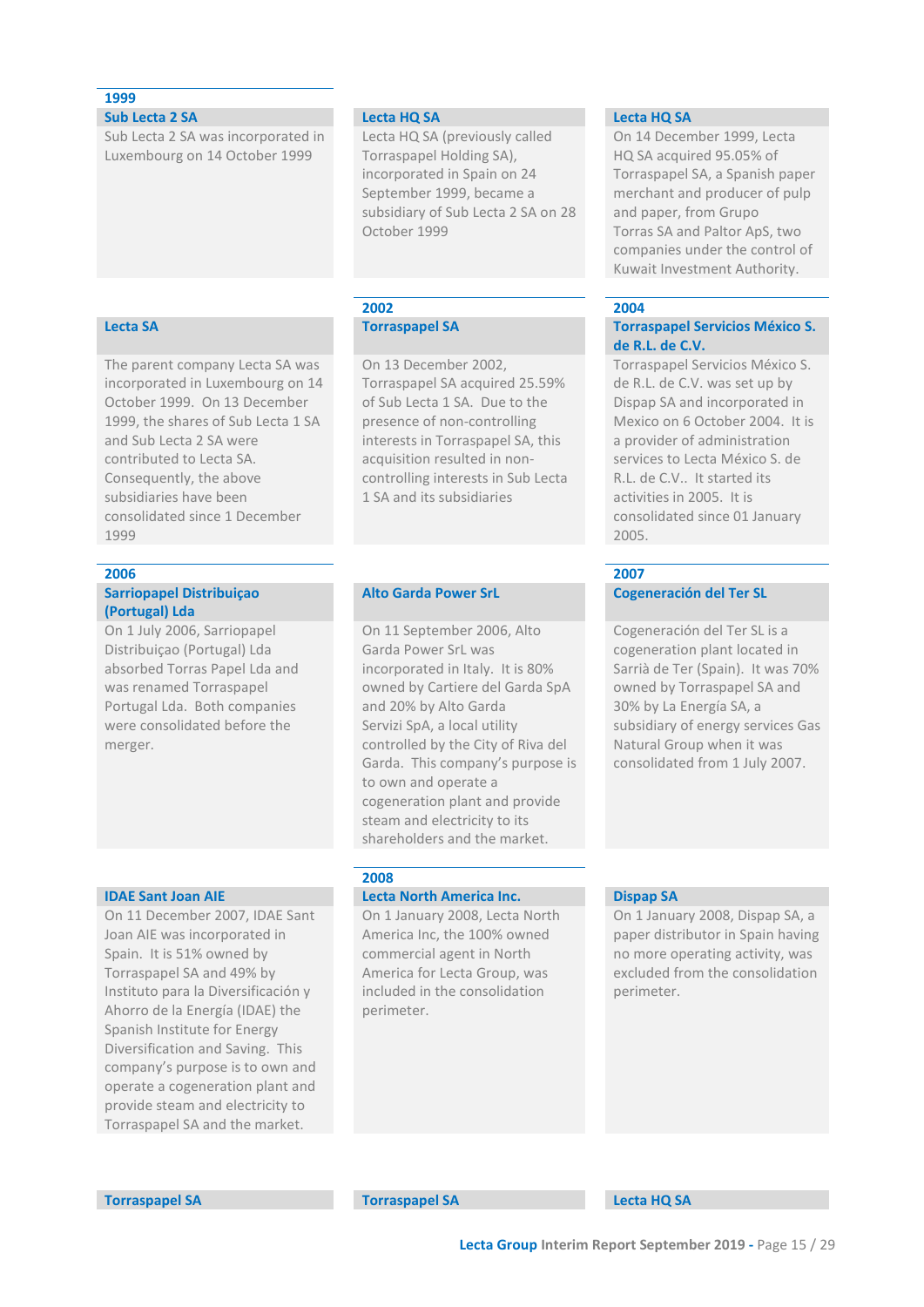## 1999

### Sub Lecta 2 SA

Sub Lecta 2 SA was incorporated in Luxembourg on 14 October 1999

### Lecta HQ SA

Lecta HQ SA (previously called Torraspapel Holding SA), incorporated in Spain on 24 September 1999, became a subsidiary of Sub Lecta 2 SA on 28 October 1999

### Lecta HQ SA

On 14 December 1999, Lecta HQ SA acquired 95.05% of Torraspapel SA, a Spanish paper merchant and producer of pulp and paper, from Grupo Torras SA and Paltor ApS, two companies under the control of Kuwait Investment Authority.

### Lecta SA

The parent company Lecta SA was incorporated in Luxembourg on 14 October 1999. On 13 December 1999, the shares of Sub Lecta 1 SA and Sub Lecta 2 SA were contributed to Lecta SA. Consequently, the above subsidiaries have been consolidated since 1 December 1999

## 2002

### Torraspapel SA

On 13 December 2002, Torraspapel SA acquired 25.59% of Sub Lecta 1 SA. Due to the presence of non-controlling interests in Torraspapel SA, this acquisition resulted in non-controlling interests in Sub Lecta 1 SA and its subsidiaries

## 2004

### Torraspapel Servicios México S. de R.L. de C.V.

Torraspapel Servicios México S. de R.L. de C.V. was set up by Dispap SA and incorporated in Mexico on 6 October 2004. It is a provider of administration services to Lecta México S. de R.L. de C.V.. It started its activities in 2005. It is consolidated since 01 January 2005.

## 2006

### Sarriopapel Distribuiçao (Portugal) Lda

On 1 July 2006, Sarriopapel Distribuiçao (Portugal) Lda absorbed Torras Papel Lda and was renamed Torraspapel Portugal Lda. Both companies were consolidated before the merger.

### Alto Garda Power SrL

On 11 September 2006, Alto Garda Power SrL was incorporated in Italy. It is 80% owned by Cartiere del Garda SpA and 20% by Alto Garda Servizi SpA, a local utility controlled by the City of Riva del Garda. This company's purpose is to own and operate a cogeneration plant and provide steam and electricity to its shareholders and the market.

## 2007

### Cogeneración del Ter SL

Cogeneración del Ter SL is a cogeneration plant located in Sarrià de Ter (Spain). It was 70% owned by Torraspapel SA and 30% by La Energía SA, a subsidiary of energy services Gas Natural Group when it was consolidated from 1 July 2007.

### IDAE Sant Joan AIE

On 11 December 2007, IDAE Sant Joan AIE was incorporated in Spain. It is 51% owned by Torraspapel SA and 49% by Instituto para la Diversificación y Ahorro de la Energía (IDAE) the Spanish Institute for Energy Diversification and Saving. This company's purpose is to own and operate a cogeneration plant and provide steam and electricity to Torraspapel SA and the market.

## 2008

### Lecta North America Inc.

On 1 January 2008, Lecta North America Inc, the 100% owned commercial agent in North America for Lecta Group, was included in the consolidation perimeter.

### Dispap SA

On 1 January 2008, Dispap SA, a paper distributor in Spain having no more operating activity, was excluded from the consolidation perimeter.

### Torraspapel SA

### Torraspapel SA

### Lecta HQ SA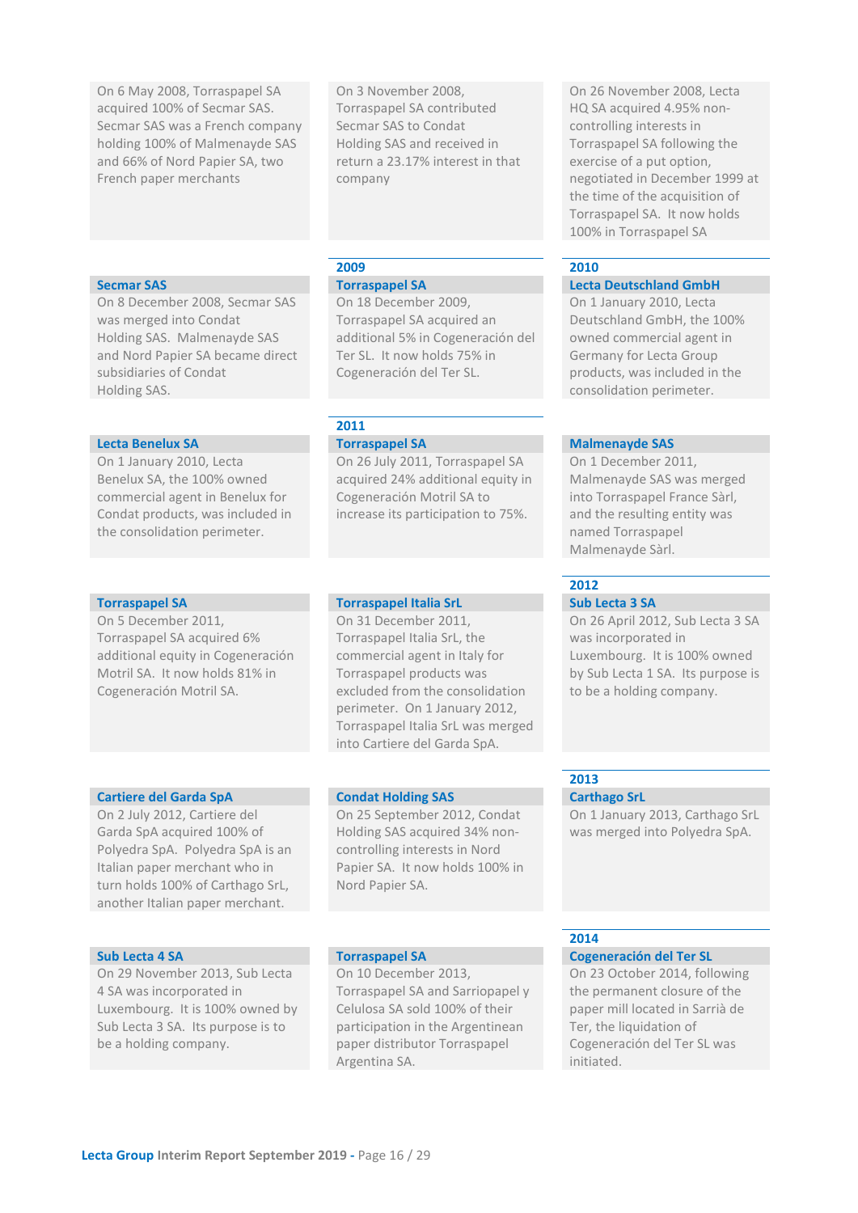On 6 May 2008, Torraspapel SA acquired 100% of Secmar SAS. Secmar SAS was a French company holding 100% of Malmenayde SAS and 66% of Nord Papier SA, two French paper merchants

On 3 November 2008, Torraspapel SA contributed Secmar SAS to Condat Holding SAS and received in return a 23.17% interest in that company

On 26 November 2008, Lecta HQ SA acquired 4.95% non-controlling interests in Torraspapel SA following the exercise of a put option, negotiated in December 1999 at the time of the acquisition of Torraspapel SA. It now holds 100% in Torraspapel SA

**Secmar SAS**
On 8 December 2008, Secmar SAS was merged into Condat Holding SAS. Malmenayde SAS and Nord Papier SA became direct subsidiaries of Condat Holding SAS.

### 2009

**Torraspapel SA**
On 18 December 2009, Torraspapel SA acquired an additional 5% in Cogeneración del Ter SL. It now holds 75% in Cogeneración del Ter SL.

### 2010

**Lecta Deutschland GmbH**
On 1 January 2010, Lecta Deutschland GmbH, the 100% owned commercial agent in Germany for Lecta Group products, was included in the consolidation perimeter.

**Lecta Benelux SA**
On 1 January 2010, Lecta Benelux SA, the 100% owned commercial agent in Benelux for Condat products, was included in the consolidation perimeter.

### 2011

**Torraspapel SA**
On 26 July 2011, Torraspapel SA acquired 24% additional equity in Cogeneración Motril SA to increase its participation to 75%.

**Malmenayde SAS**
On 1 December 2011, Malmenayde SAS was merged into Torraspapel France Sàrl, and the resulting entity was named Torraspapel Malmenayde Sàrl.

**Torraspapel SA**
On 5 December 2011, Torraspapel SA acquired 6% additional equity in Cogeneración Motril SA. It now holds 81% in Cogeneración Motril SA.

**Torraspapel Italia SrL**
On 31 December 2011, Torraspapel Italia SrL, the commercial agent in Italy for Torraspapel products was excluded from the consolidation perimeter. On 1 January 2012, Torraspapel Italia SrL was merged into Cartiere del Garda SpA.

### 2012

**Sub Lecta 3 SA**
On 26 April 2012, Sub Lecta 3 SA was incorporated in Luxembourg. It is 100% owned by Sub Lecta 1 SA. Its purpose is to be a holding company.

**Cartiere del Garda SpA**
On 2 July 2012, Cartiere del Garda SpA acquired 100% of Polyedra SpA. Polyedra SpA is an Italian paper merchant who in turn holds 100% of Carthago SrL, another Italian paper merchant.

**Condat Holding SAS**
On 25 September 2012, Condat Holding SAS acquired 34% non-controlling interests in Nord Papier SA. It now holds 100% in Nord Papier SA.

### 2013

**Carthago SrL**
On 1 January 2013, Carthago SrL was merged into Polyedra SpA.

**Sub Lecta 4 SA**
On 29 November 2013, Sub Lecta 4 SA was incorporated in Luxembourg. It is 100% owned by Sub Lecta 3 SA. Its purpose is to be a holding company.

**Torraspapel SA**
On 10 December 2013, Torraspapel SA and Sarriopapel y Celulosa SA sold 100% of their participation in the Argentinean paper distributor Torraspapel Argentina SA.

### 2014

**Cogeneración del Ter SL**
On 23 October 2014, following the permanent closure of the paper mill located in Sarrià de Ter, the liquidation of Cogeneración del Ter SL was initiated.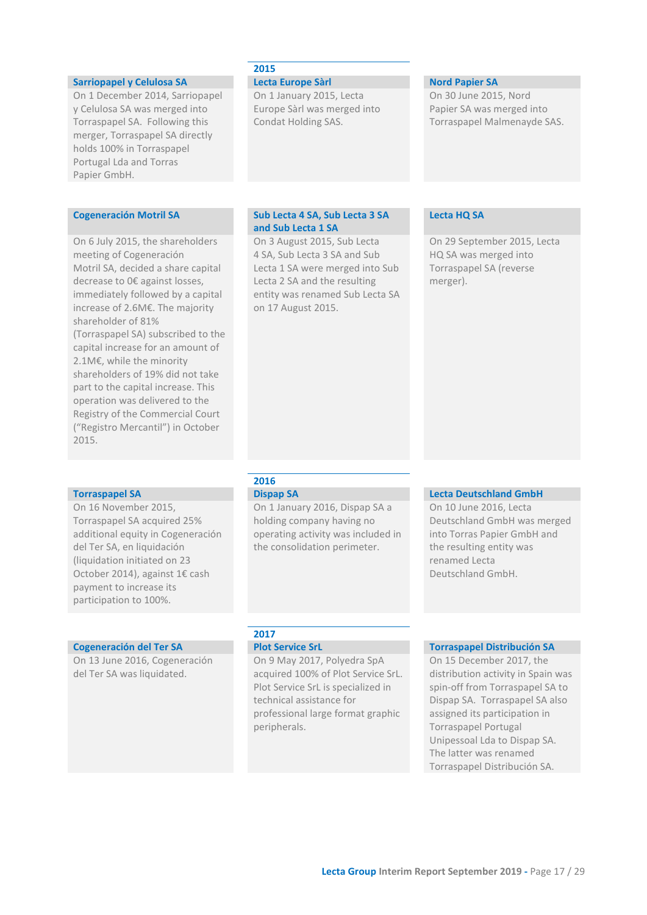### Sarriopapel y Celulosa SA

On 1 December 2014, Sarriopapel y Celulosa SA was merged into Torraspapel SA. Following this merger, Torraspapel SA directly holds 100% in Torraspapel Portugal Lda and Torras Papier GmbH.

## 2015

### Lecta Europe Sàrl

On 1 January 2015, Lecta Europe Sàrl was merged into Condat Holding SAS.

### Nord Papier SA

On 30 June 2015, Nord Papier SA was merged into Torraspapel Malmenayde SAS.

### Cogeneración Motril SA

On 6 July 2015, the shareholders meeting of Cogeneración Motril SA, decided a share capital decrease to 0€ against losses, immediately followed by a capital increase of 2.6M€. The majority shareholder of 81% (Torraspapel SA) subscribed to the capital increase for an amount of 2.1M€, while the minority shareholders of 19% did not take part to the capital increase. This operation was delivered to the Registry of the Commercial Court ("Registro Mercantil") in October 2015.

### Sub Lecta 4 SA, Sub Lecta 3 SA and Sub Lecta 1 SA

On 3 August 2015, Sub Lecta 4 SA, Sub Lecta 3 SA and Sub Lecta 1 SA were merged into Sub Lecta 2 SA and the resulting entity was renamed Sub Lecta SA on 17 August 2015.

### Lecta HQ SA

On 29 September 2015, Lecta HQ SA was merged into Torraspapel SA (reverse merger).

### Torraspapel SA

On 16 November 2015, Torraspapel SA acquired 25% additional equity in Cogeneración del Ter SA, en liquidación (liquidation initiated on 23 October 2014), against 1€ cash payment to increase its participation to 100%.

## 2016

### Dispap SA

On 1 January 2016, Dispap SA a holding company having no operating activity was included in the consolidation perimeter.

### Lecta Deutschland GmbH

On 10 June 2016, Lecta Deutschland GmbH was merged into Torras Papier GmbH and the resulting entity was renamed Lecta Deutschland GmbH.

### Cogeneración del Ter SA

On 13 June 2016, Cogeneración del Ter SA was liquidated.

## 2017

### Plot Service SrL

On 9 May 2017, Polyedra SpA acquired 100% of Plot Service SrL. Plot Service SrL is specialized in technical assistance for professional large format graphic peripherals.

### Torraspapel Distribución SA

On 15 December 2017, the distribution activity in Spain was spin-off from Torraspapel SA to Dispap SA. Torraspapel SA also assigned its participation in Torraspapel Portugal Unipessoal Lda to Dispap SA. The latter was renamed Torraspapel Distribución SA.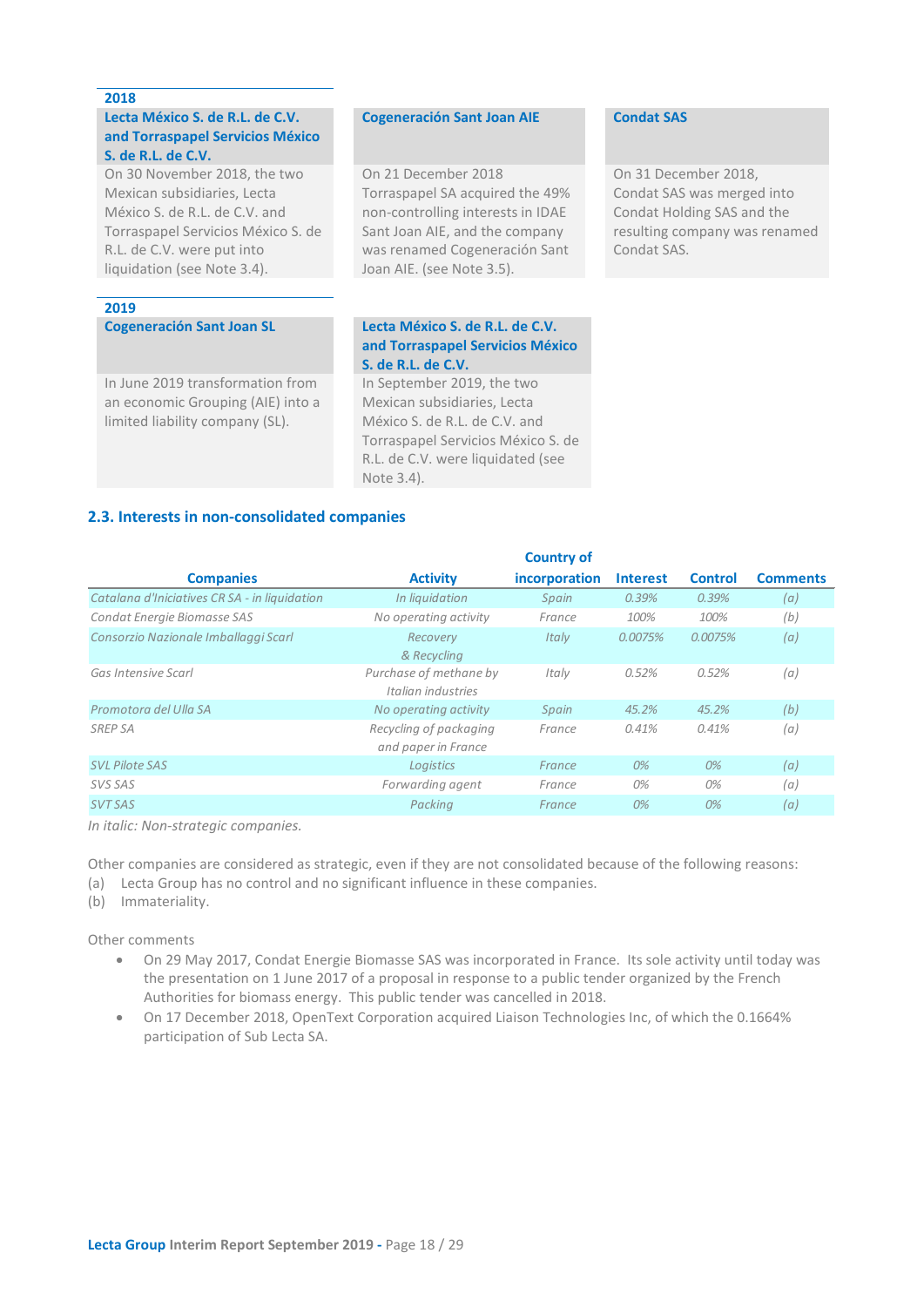**2018**

| Lecta México S. de R.L. de C.V. and Torraspapel Servicios México S. de R.L. de C.V. | Cogeneración Sant Joan AIE | Condat SAS |
|---|---|---|
| On 30 November 2018, the two Mexican subsidiaries, Lecta México S. de R.L. de C.V. and Torraspapel Servicios México S. de R.L. de C.V. were put into liquidation (see Note 3.4). | On 21 December 2018 Torraspapel SA acquired the 49% non-controlling interests in IDAE Sant Joan AIE, and the company was renamed Cogeneración Sant Joan AIE. (see Note 3.5). | On 31 December 2018, Condat SAS was merged into Condat Holding SAS and the resulting company was renamed Condat SAS. |

**2019**

| Cogeneración Sant Joan SL | Lecta México S. de R.L. de C.V. and Torraspapel Servicios México S. de R.L. de C.V. |
|---|---|
| In June 2019 transformation from an economic Grouping (AIE) into a limited liability company (SL). | In September 2019, the two Mexican subsidiaries, Lecta México S. de R.L. de C.V. and Torraspapel Servicios México S. de R.L. de C.V. were liquidated (see Note 3.4). |

## 2.3. Interests in non-consolidated companies

| Companies | Activity | Country of incorporation | Interest | Control | Comments |
|---|---|---|---|---|---|
| *Catalana d'Iniciatives CR SA - in liquidation* | *In liquidation* | *Spain* | *0.39%* | *0.39%* | *(a)* |
| *Condat Energie Biomasse SAS* | *No operating activity* | *France* | *100%* | *100%* | *(b)* |
| *Consorzio Nazionale Imballaggi Scarl* | *Recovery & Recycling* | *Italy* | *0.0075%* | *0.0075%* | *(a)* |
| *Gas Intensive Scarl* | *Purchase of methane by Italian industries* | *Italy* | *0.52%* | *0.52%* | *(a)* |
| *Promotora del Ulla SA* | *No operating activity* | *Spain* | *45.2%* | *45.2%* | *(b)* |
| *SREP SA* | *Recycling of packaging and paper in France* | *France* | *0.41%* | *0.41%* | *(a)* |
| *SVL Pilote SAS* | *Logistics* | *France* | *0%* | *0%* | *(a)* |
| *SVS SAS* | *Forwarding agent* | *France* | *0%* | *0%* | *(a)* |
| *SVT SAS* | *Packing* | *France* | *0%* | *0%* | *(a)* |

*In italic: Non-strategic companies.*

Other companies are considered as strategic, even if they are not consolidated because of the following reasons:
(a) Lecta Group has no control and no significant influence in these companies.
(b) Immateriality.

Other comments

- On 29 May 2017, Condat Energie Biomasse SAS was incorporated in France. Its sole activity until today was the presentation on 1 June 2017 of a proposal in response to a public tender organized by the French Authorities for biomass energy. This public tender was cancelled in 2018.
- On 17 December 2018, OpenText Corporation acquired Liaison Technologies Inc, of which the 0.1664% participation of Sub Lecta SA.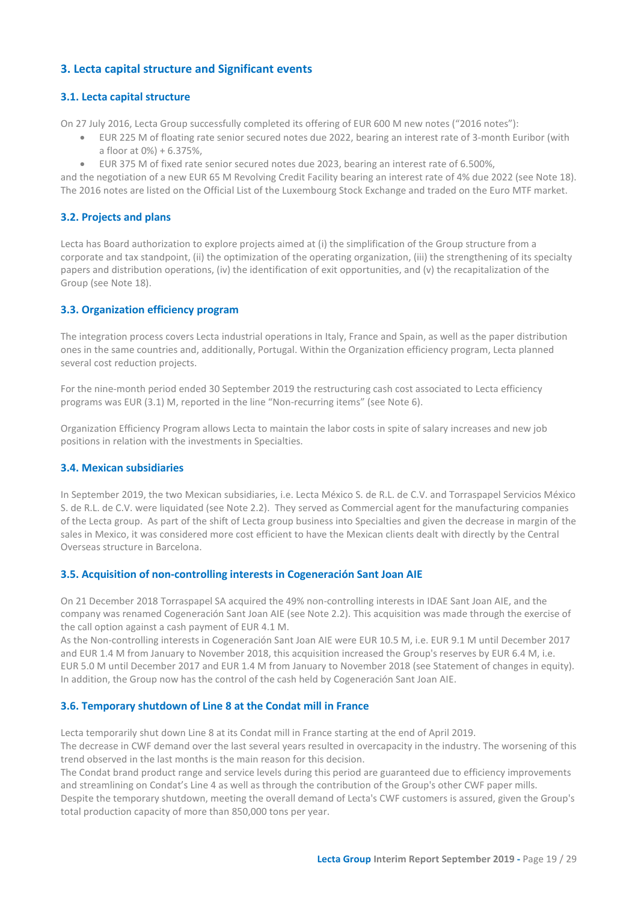## 3. Lecta capital structure and Significant events

### 3.1. Lecta capital structure

On 27 July 2016, Lecta Group successfully completed its offering of EUR 600 M new notes ("2016 notes"):

- EUR 225 M of floating rate senior secured notes due 2022, bearing an interest rate of 3-month Euribor (with a floor at 0%) + 6.375%,
- EUR 375 M of fixed rate senior secured notes due 2023, bearing an interest rate of 6.500%,

and the negotiation of a new EUR 65 M Revolving Credit Facility bearing an interest rate of 4% due 2022 (see Note 18). The 2016 notes are listed on the Official List of the Luxembourg Stock Exchange and traded on the Euro MTF market.

### 3.2. Projects and plans

Lecta has Board authorization to explore projects aimed at (i) the simplification of the Group structure from a corporate and tax standpoint, (ii) the optimization of the operating organization, (iii) the strengthening of its specialty papers and distribution operations, (iv) the identification of exit opportunities, and (v) the recapitalization of the Group (see Note 18).

### 3.3. Organization efficiency program

The integration process covers Lecta industrial operations in Italy, France and Spain, as well as the paper distribution ones in the same countries and, additionally, Portugal. Within the Organization efficiency program, Lecta planned several cost reduction projects.

For the nine-month period ended 30 September 2019 the restructuring cash cost associated to Lecta efficiency programs was EUR (3.1) M, reported in the line "Non-recurring items" (see Note 6).

Organization Efficiency Program allows Lecta to maintain the labor costs in spite of salary increases and new job positions in relation with the investments in Specialties.

### 3.4. Mexican subsidiaries

In September 2019, the two Mexican subsidiaries, i.e. Lecta México S. de R.L. de C.V. and Torraspapel Servicios México S. de R.L. de C.V. were liquidated (see Note 2.2). They served as Commercial agent for the manufacturing companies of the Lecta group. As part of the shift of Lecta group business into Specialties and given the decrease in margin of the sales in Mexico, it was considered more cost efficient to have the Mexican clients dealt with directly by the Central Overseas structure in Barcelona.

### 3.5. Acquisition of non-controlling interests in Cogeneración Sant Joan AIE

On 21 December 2018 Torraspapel SA acquired the 49% non-controlling interests in IDAE Sant Joan AIE, and the company was renamed Cogeneración Sant Joan AIE (see Note 2.2). This acquisition was made through the exercise of the call option against a cash payment of EUR 4.1 M.
As the Non-controlling interests in Cogeneración Sant Joan AIE were EUR 10.5 M, i.e. EUR 9.1 M until December 2017 and EUR 1.4 M from January to November 2018, this acquisition increased the Group's reserves by EUR 6.4 M, i.e. EUR 5.0 M until December 2017 and EUR 1.4 M from January to November 2018 (see Statement of changes in equity). In addition, the Group now has the control of the cash held by Cogeneración Sant Joan AIE.

### 3.6. Temporary shutdown of Line 8 at the Condat mill in France

Lecta temporarily shut down Line 8 at its Condat mill in France starting at the end of April 2019.
The decrease in CWF demand over the last several years resulted in overcapacity in the industry. The worsening of this trend observed in the last months is the main reason for this decision.
The Condat brand product range and service levels during this period are guaranteed due to efficiency improvements and streamlining on Condat's Line 4 as well as through the contribution of the Group's other CWF paper mills.
Despite the temporary shutdown, meeting the overall demand of Lecta's CWF customers is assured, given the Group's total production capacity of more than 850,000 tons per year.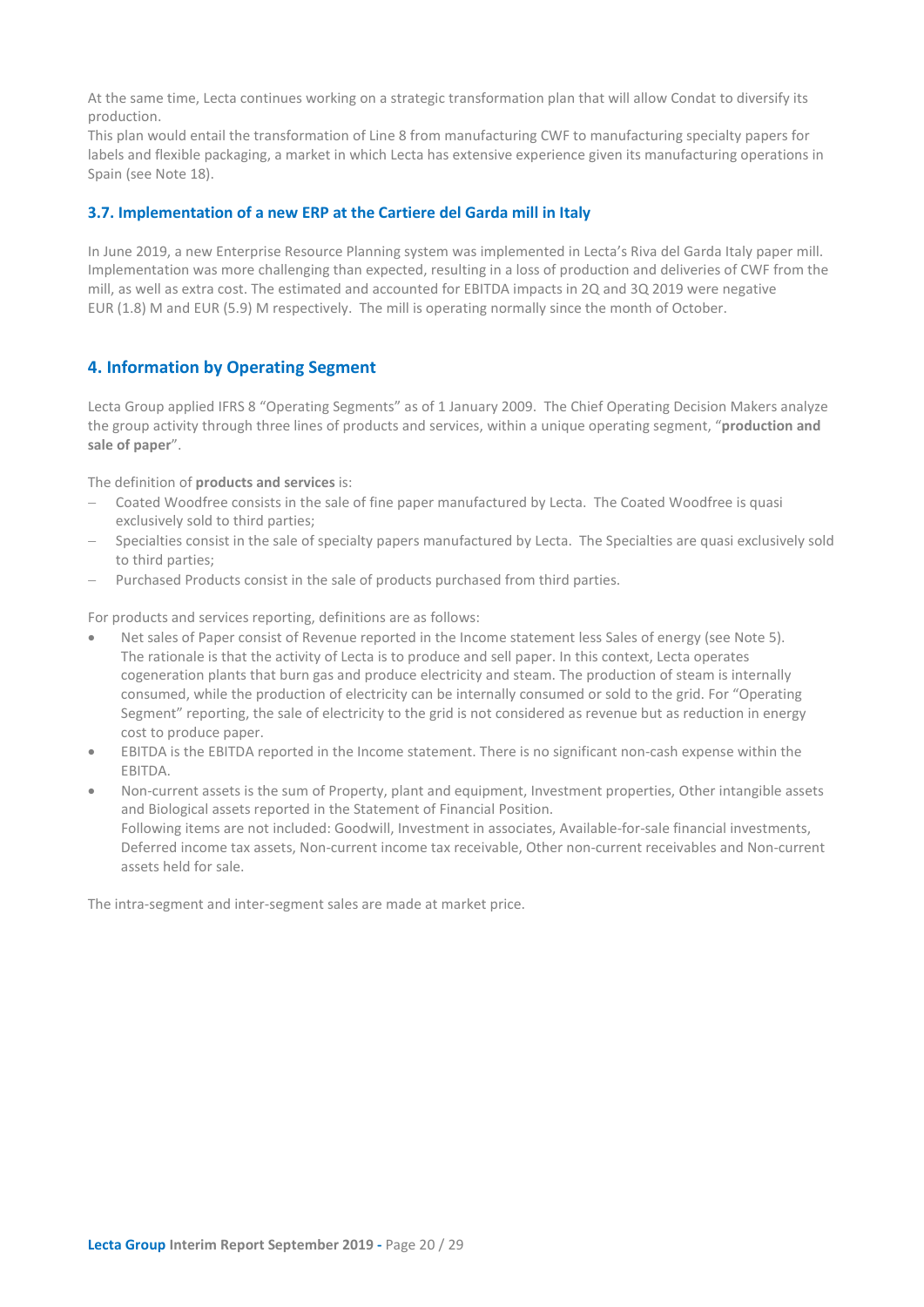At the same time, Lecta continues working on a strategic transformation plan that will allow Condat to diversify its production.
This plan would entail the transformation of Line 8 from manufacturing CWF to manufacturing specialty papers for labels and flexible packaging, a market in which Lecta has extensive experience given its manufacturing operations in Spain (see Note 18).

### 3.7. Implementation of a new ERP at the Cartiere del Garda mill in Italy

In June 2019, a new Enterprise Resource Planning system was implemented in Lecta's Riva del Garda Italy paper mill. Implementation was more challenging than expected, resulting in a loss of production and deliveries of CWF from the mill, as well as extra cost. The estimated and accounted for EBITDA impacts in 2Q and 3Q 2019 were negative EUR (1.8) M and EUR (5.9) M respectively. The mill is operating normally since the month of October.

## 4. Information by Operating Segment

Lecta Group applied IFRS 8 "Operating Segments" as of 1 January 2009. The Chief Operating Decision Makers analyze the group activity through three lines of products and services, within a unique operating segment, "**production and sale of paper**".

The definition of **products and services** is:

- Coated Woodfree consists in the sale of fine paper manufactured by Lecta. The Coated Woodfree is quasi exclusively sold to third parties;
- Specialties consist in the sale of specialty papers manufactured by Lecta. The Specialties are quasi exclusively sold to third parties;
- Purchased Products consist in the sale of products purchased from third parties.

For products and services reporting, definitions are as follows:

- Net sales of Paper consist of Revenue reported in the Income statement less Sales of energy (see Note 5). The rationale is that the activity of Lecta is to produce and sell paper. In this context, Lecta operates cogeneration plants that burn gas and produce electricity and steam. The production of steam is internally consumed, while the production of electricity can be internally consumed or sold to the grid. For "Operating Segment" reporting, the sale of electricity to the grid is not considered as revenue but as reduction in energy cost to produce paper.
- EBITDA is the EBITDA reported in the Income statement. There is no significant non-cash expense within the EBITDA.
- Non-current assets is the sum of Property, plant and equipment, Investment properties, Other intangible assets and Biological assets reported in the Statement of Financial Position.
  Following items are not included: Goodwill, Investment in associates, Available-for-sale financial investments, Deferred income tax assets, Non-current income tax receivable, Other non-current receivables and Non-current assets held for sale.

The intra-segment and inter-segment sales are made at market price.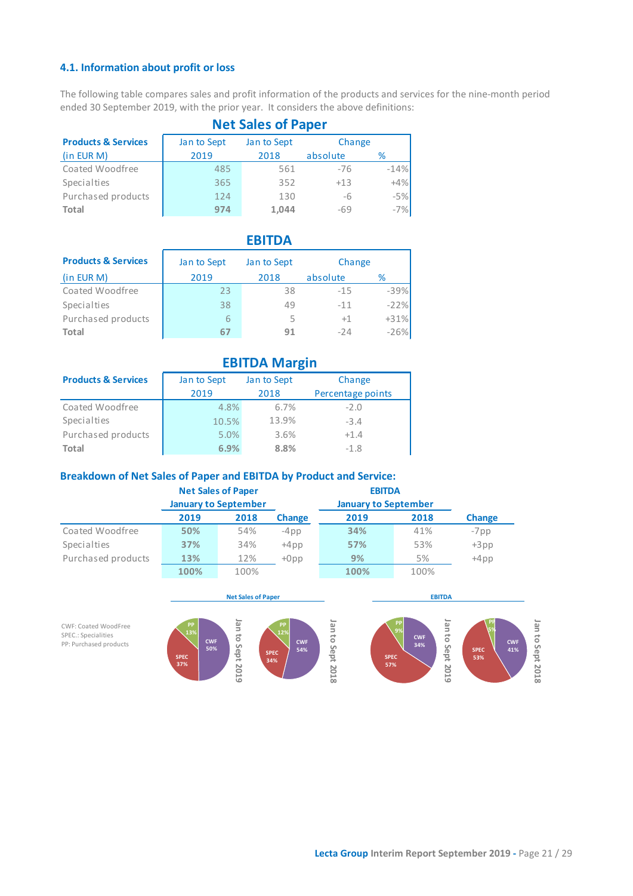### 4.1. Information about profit or loss

The following table compares sales and profit information of the products and services for the nine-month period ended 30 September 2019, with the prior year. It considers the above definitions:

**Net Sales of Paper**

| Products & Services (in EUR M) | Jan to Sept 2019 | Jan to Sept 2018 | Change absolute | Change % |
|---|---|---|---|---|
| Coated Woodfree | 485 | 561 | -76 | -14% |
| Specialties | 365 | 352 | +13 | +4% |
| Purchased products | 124 | 130 | -6 | -5% |
| **Total** | **974** | **1,044** | -69 | -7% |

**EBITDA**

| Products & Services (in EUR M) | Jan to Sept 2019 | Jan to Sept 2018 | Change absolute | Change % |
|---|---|---|---|---|
| Coated Woodfree | 23 | 38 | -15 | -39% |
| Specialties | 38 | 49 | -11 | -22% |
| Purchased products | 6 | 5 | +1 | +31% |
| **Total** | **67** | **91** | -24 | -26% |

**EBITDA Margin**

| Products & Services | Jan to Sept 2019 | Jan to Sept 2018 | Change Percentage points |
|---|---|---|---|
| Coated Woodfree | 4.8% | 6.7% | -2.0 |
| Specialties | 10.5% | 13.9% | -3.4 |
| Purchased products | 5.0% | 3.6% | +1.4 |
| **Total** | **6.9%** | **8.8%** | -1.8 |

### Breakdown of Net Sales of Paper and EBITDA by Product and Service:

| | Net Sales of Paper January to September | | | EBITDA January to September | | |
|---|---|---|---|---|---|---|
| | **2019** | **2018** | **Change** | **2019** | **2018** | **Change** |
| Coated Woodfree | **50%** | 54% | -4pp | **34%** | 41% | -7pp |
| Specialties | **37%** | 34% | +4pp | **57%** | 53% | +3pp |
| Purchased products | **13%** | 12% | +0pp | **9%** | 5% | +4pp |
| | **100%** | 100% | | **100%** | 100% | |

CWF: Coated WoodFree
SPEC.: Specialities
PP: Purchased products

**Net Sales of Paper**

Jan to Sept 2019: CWF 50%, SPEC 37%, PP 13%

Jan to Sept 2018: CWF 54%, SPEC 34%, PP 12%

**EBITDA**

Jan to Sept 2019: CWF 34%, SPEC 57%, PP 9%

Jan to Sept 2018: CWF 41%, SPEC 53%, PP 5%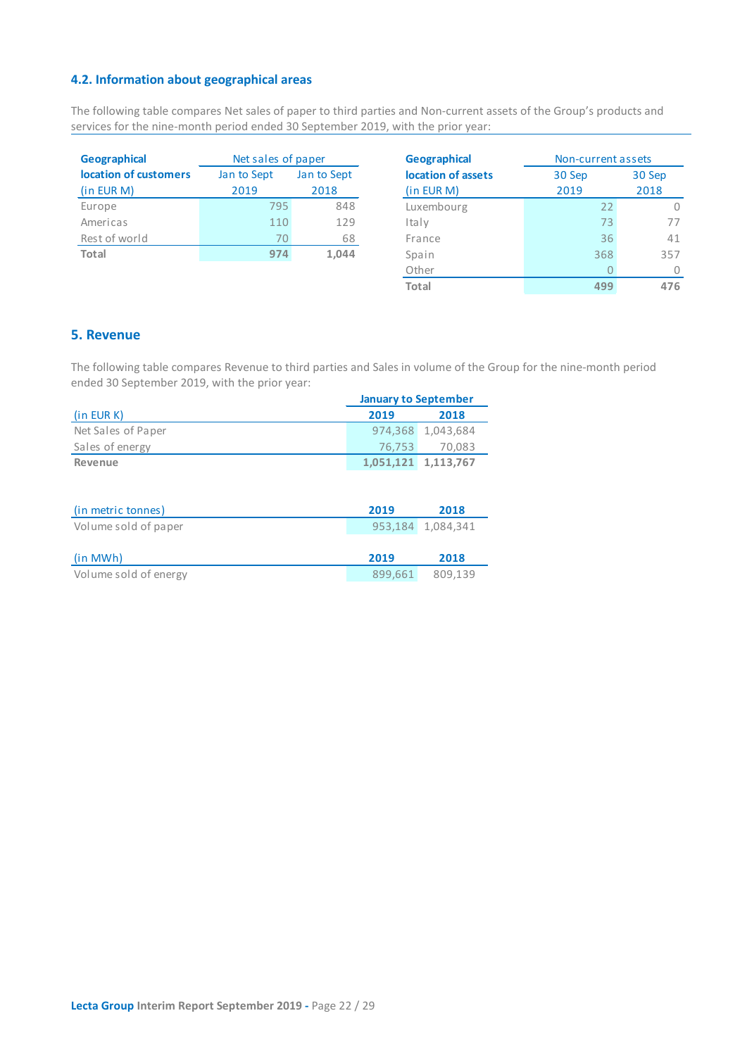## 4.2. Information about geographical areas

The following table compares Net sales of paper to third parties and Non-current assets of the Group's products and services for the nine-month period ended 30 September 2019, with the prior year:

| Geographical location of customers (in EUR M) | Net sales of paper | |
|---|---|---|
| | Jan to Sept 2019 | Jan to Sept 2018 |
| Europe | 795 | 848 |
| Americas | 110 | 129 |
| Rest of world | 70 | 68 |
| **Total** | **974** | **1,044** |

| Geographical location of assets (in EUR M) | Non-current assets | |
|---|---|---|
| | 30 Sep 2019 | 30 Sep 2018 |
| Luxembourg | 22 | 0 |
| Italy | 73 | 77 |
| France | 36 | 41 |
| Spain | 368 | 357 |
| Other | 0 | 0 |
| **Total** | **499** | **476** |

## 5. Revenue

The following table compares Revenue to third parties and Sales in volume of the Group for the nine-month period ended 30 September 2019, with the prior year:

| | January to September | |
|---|---|---|
| (in EUR K) | **2019** | **2018** |
| Net Sales of Paper | 974,368 | 1,043,684 |
| Sales of energy | 76,753 | 70,083 |
| **Revenue** | **1,051,121** | **1,113,767** |

| (in metric tonnes) | **2019** | **2018** |
|---|---|---|
| Volume sold of paper | 953,184 | 1,084,341 |

| (in MWh) | **2019** | **2018** |
|---|---|---|
| Volume sold of energy | 899,661 | 809,139 |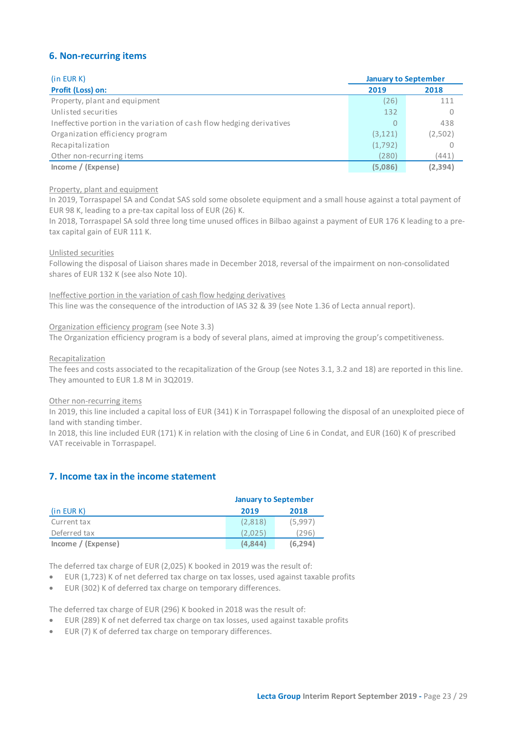## 6. Non-recurring items

| (in EUR K) | January to September | |
|---|---|---|
| **Profit (Loss) on:** | **2019** | **2018** |
| Property, plant and equipment | (26) | 111 |
| Unlisted securities | 132 | 0 |
| Ineffective portion in the variation of cash flow hedging derivatives | 0 | 438 |
| Organization efficiency program | (3,121) | (2,502) |
| Recapitalization | (1,792) | 0 |
| Other non-recurring items | (280) | (441) |
| **Income / (Expense)** | **(5,086)** | **(2,394)** |

Property, plant and equipment

In 2019, Torraspapel SA and Condat SAS sold some obsolete equipment and a small house against a total payment of EUR 98 K, leading to a pre-tax capital loss of EUR (26) K.

In 2018, Torraspapel SA sold three long time unused offices in Bilbao against a payment of EUR 176 K leading to a pre-tax capital gain of EUR 111 K.

Unlisted securities

Following the disposal of Liaison shares made in December 2018, reversal of the impairment on non-consolidated shares of EUR 132 K (see also Note 10).

Ineffective portion in the variation of cash flow hedging derivatives

This line was the consequence of the introduction of IAS 32 & 39 (see Note 1.36 of Lecta annual report).

Organization efficiency program (see Note 3.3)

The Organization efficiency program is a body of several plans, aimed at improving the group's competitiveness.

Recapitalization

The fees and costs associated to the recapitalization of the Group (see Notes 3.1, 3.2 and 18) are reported in this line. They amounted to EUR 1.8 M in 3Q2019.

Other non-recurring items

In 2019, this line included a capital loss of EUR (341) K in Torraspapel following the disposal of an unexploited piece of land with standing timber.

In 2018, this line included EUR (171) K in relation with the closing of Line 6 in Condat, and EUR (160) K of prescribed VAT receivable in Torraspapel.

## 7. Income tax in the income statement

| | January to September | |
|---|---|---|
| (in EUR K) | **2019** | **2018** |
| Current tax | (2,818) | (5,997) |
| Deferred tax | (2,025) | (296) |
| **Income / (Expense)** | **(4,844)** | **(6,294)** |

The deferred tax charge of EUR (2,025) K booked in 2019 was the result of:

- EUR (1,723) K of net deferred tax charge on tax losses, used against taxable profits
- EUR (302) K of deferred tax charge on temporary differences.

The deferred tax charge of EUR (296) K booked in 2018 was the result of:

- EUR (289) K of net deferred tax charge on tax losses, used against taxable profits
- EUR (7) K of deferred tax charge on temporary differences.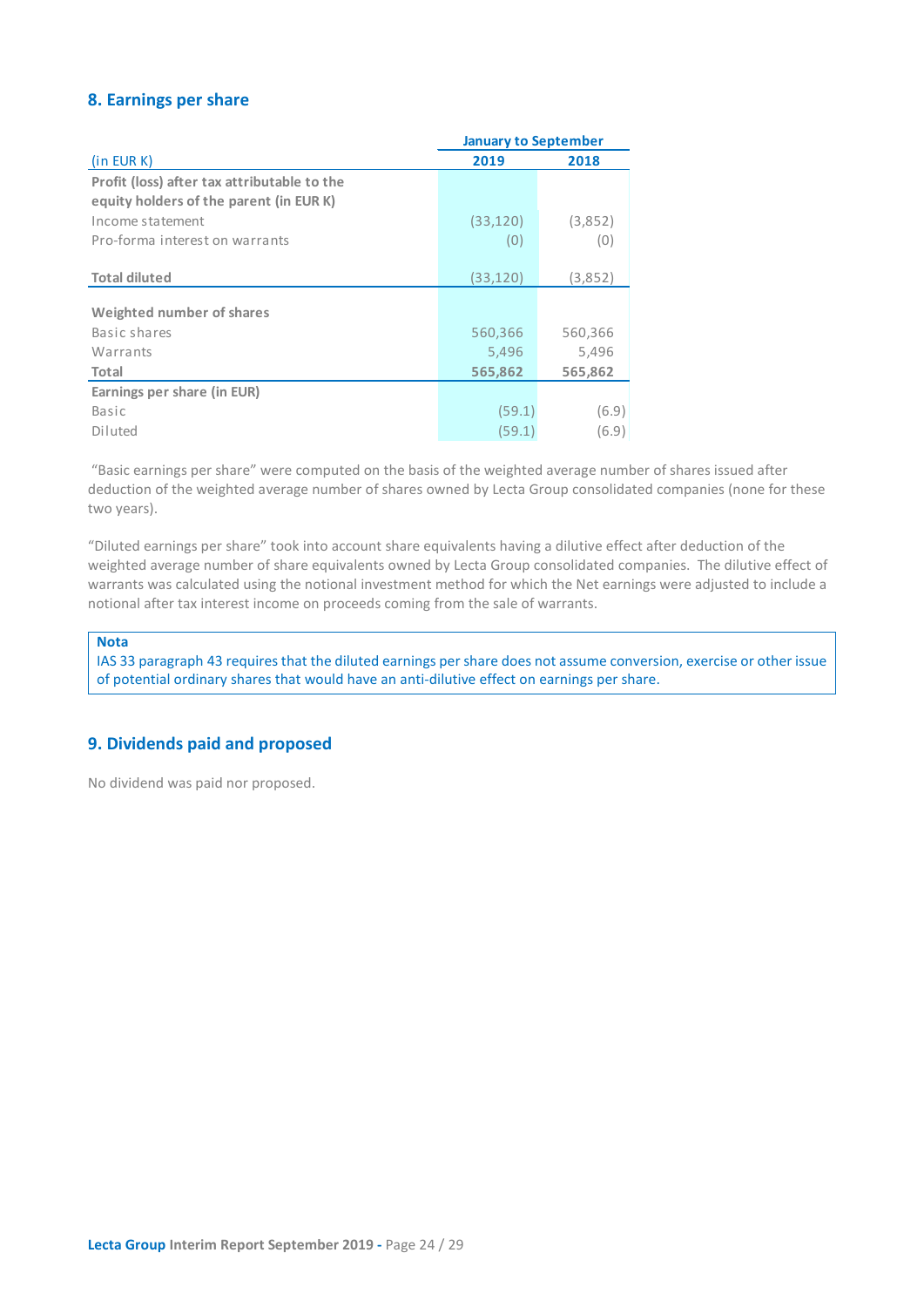## 8. Earnings per share

| (in EUR K) | January to September 2019 | 2018 |
|---|---|---|
| **Profit (loss) after tax attributable to the equity holders of the parent (in EUR K)** | | |
| Income statement | (33,120) | (3,852) |
| Pro-forma interest on warrants | (0) | (0) |
| **Total diluted** | (33,120) | (3,852) |
| **Weighted number of shares** | | |
| Basic shares | 560,366 | 560,366 |
| Warrants | 5,496 | 5,496 |
| **Total** | **565,862** | **565,862** |
| **Earnings per share (in EUR)** | | |
| Basic | (59.1) | (6.9) |
| Diluted | (59.1) | (6.9) |

"Basic earnings per share" were computed on the basis of the weighted average number of shares issued after deduction of the weighted average number of shares owned by Lecta Group consolidated companies (none for these two years).

"Diluted earnings per share" took into account share equivalents having a dilutive effect after deduction of the weighted average number of share equivalents owned by Lecta Group consolidated companies. The dilutive effect of warrants was calculated using the notional investment method for which the Net earnings were adjusted to include a notional after tax interest income on proceeds coming from the sale of warrants.

> **Nota**
> IAS 33 paragraph 43 requires that the diluted earnings per share does not assume conversion, exercise or other issue of potential ordinary shares that would have an anti-dilutive effect on earnings per share.

## 9. Dividends paid and proposed

No dividend was paid nor proposed.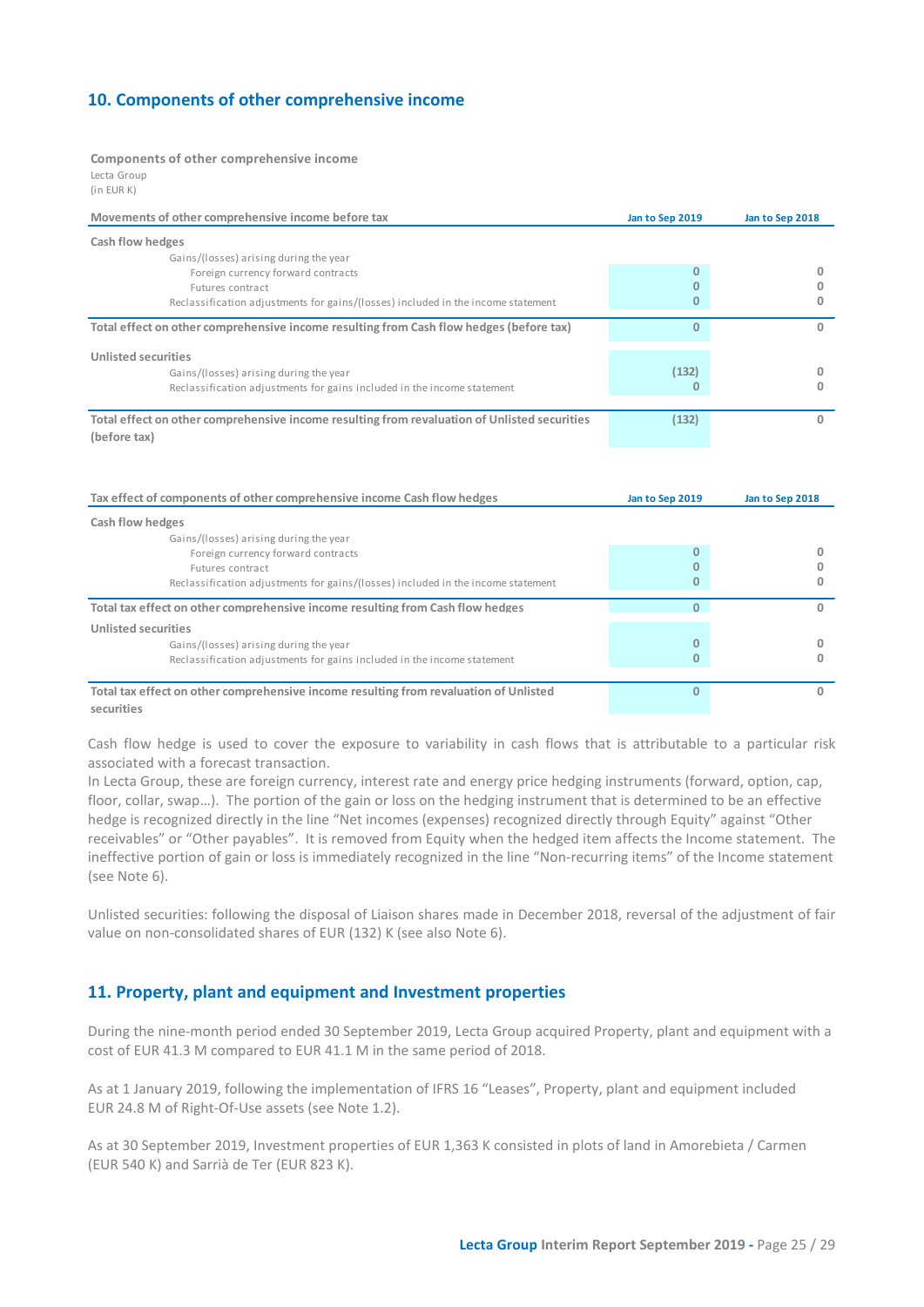## 10. Components of other comprehensive income

**Components of other comprehensive income**
Lecta Group
(in EUR K)

| Movements of other comprehensive income before tax | Jan to Sep 2019 | Jan to Sep 2018 |
|---|---|---|
| **Cash flow hedges** | | |
| Gains/(losses) arising during the year | | |
| Foreign currency forward contracts | 0 | 0 |
| Futures contract | 0 | 0 |
| Reclassification adjustments for gains/(losses) included in the income statement | 0 | 0 |
| **Total effect on other comprehensive income resulting from Cash flow hedges (before tax)** | 0 | 0 |
| **Unlisted securities** | | |
| Gains/(losses) arising during the year | (132) | 0 |
| Reclassification adjustments for gains included in the income statement | 0 | 0 |
| **Total effect on other comprehensive income resulting from revaluation of Unlisted securities (before tax)** | (132) | 0 |

| Tax effect of components of other comprehensive income Cash flow hedges | Jan to Sep 2019 | Jan to Sep 2018 |
|---|---|---|
| **Cash flow hedges** | | |
| Gains/(losses) arising during the year | | |
| Foreign currency forward contracts | 0 | 0 |
| Futures contract | 0 | 0 |
| Reclassification adjustments for gains/(losses) included in the income statement | 0 | 0 |
| **Total tax effect on other comprehensive income resulting from Cash flow hedges** | 0 | 0 |
| **Unlisted securities** | | |
| Gains/(losses) arising during the year | 0 | 0 |
| Reclassification adjustments for gains included in the income statement | 0 | 0 |
| **Total tax effect on other comprehensive income resulting from revaluation of Unlisted securities** | 0 | 0 |

Cash flow hedge is used to cover the exposure to variability in cash flows that is attributable to a particular risk associated with a forecast transaction.
In Lecta Group, these are foreign currency, interest rate and energy price hedging instruments (forward, option, cap, floor, collar, swap…). The portion of the gain or loss on the hedging instrument that is determined to be an effective hedge is recognized directly in the line "Net incomes (expenses) recognized directly through Equity" against "Other receivables" or "Other payables". It is removed from Equity when the hedged item affects the Income statement. The ineffective portion of gain or loss is immediately recognized in the line "Non-recurring items" of the Income statement (see Note 6).

Unlisted securities: following the disposal of Liaison shares made in December 2018, reversal of the adjustment of fair value on non-consolidated shares of EUR (132) K (see also Note 6).

## 11. Property, plant and equipment and Investment properties

During the nine-month period ended 30 September 2019, Lecta Group acquired Property, plant and equipment with a cost of EUR 41.3 M compared to EUR 41.1 M in the same period of 2018.

As at 1 January 2019, following the implementation of IFRS 16 "Leases", Property, plant and equipment included EUR 24.8 M of Right-Of-Use assets (see Note 1.2).

As at 30 September 2019, Investment properties of EUR 1,363 K consisted in plots of land in Amorebieta / Carmen (EUR 540 K) and Sarrià de Ter (EUR 823 K).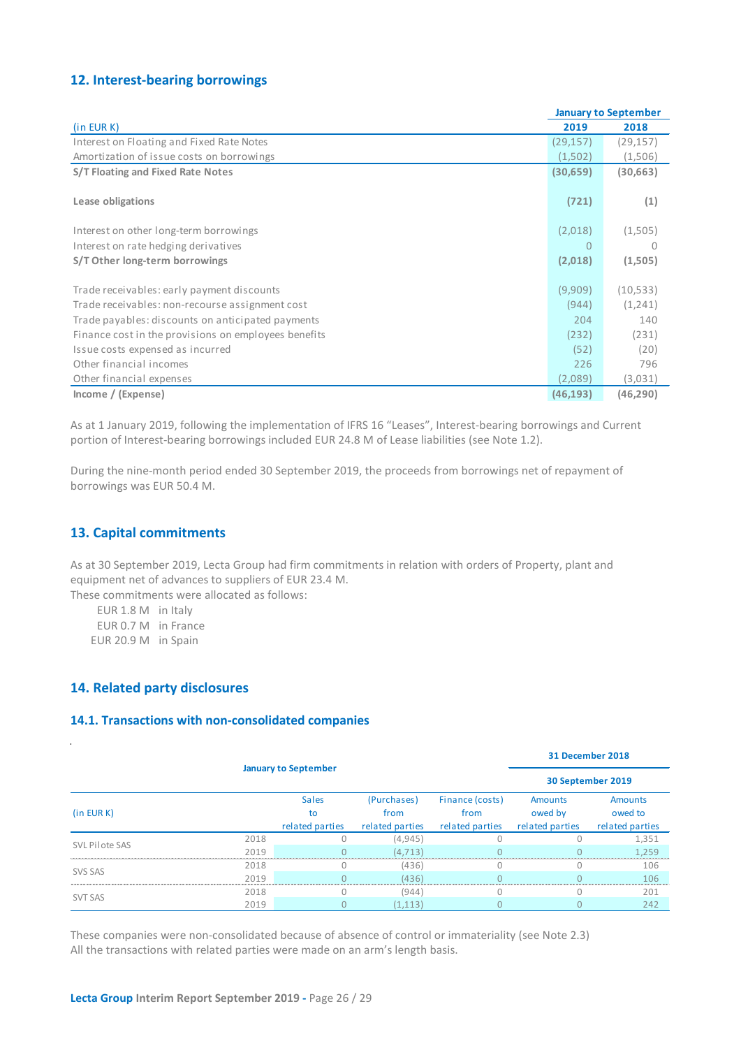## 12. Interest-bearing borrowings

| (in EUR K) | January to September 2019 | 2018 |
|---|---|---|
| Interest on Floating and Fixed Rate Notes | (29,157) | (29,157) |
| Amortization of issue costs on borrowings | (1,502) | (1,506) |
| **S/T Floating and Fixed Rate Notes** | **(30,659)** | **(30,663)** |
| | | |
| **Lease obligations** | **(721)** | **(1)** |
| | | |
| Interest on other long-term borrowings | (2,018) | (1,505) |
| Interest on rate hedging derivatives | 0 | 0 |
| **S/T Other long-term borrowings** | **(2,018)** | **(1,505)** |
| | | |
| Trade receivables: early payment discounts | (9,909) | (10,533) |
| Trade receivables: non-recourse assignment cost | (944) | (1,241) |
| Trade payables: discounts on anticipated payments | 204 | 140 |
| Finance cost in the provisions on employees benefits | (232) | (231) |
| Issue costs expensed as incurred | (52) | (20) |
| Other financial incomes | 226 | 796 |
| Other financial expenses | (2,089) | (3,031) |
| **Income / (Expense)** | **(46,193)** | **(46,290)** |

As at 1 January 2019, following the implementation of IFRS 16 "Leases", Interest-bearing borrowings and Current portion of Interest-bearing borrowings included EUR 24.8 M of Lease liabilities (see Note 1.2).

During the nine-month period ended 30 September 2019, the proceeds from borrowings net of repayment of borrowings was EUR 50.4 M.

## 13. Capital commitments

As at 30 September 2019, Lecta Group had firm commitments in relation with orders of Property, plant and equipment net of advances to suppliers of EUR 23.4 M.
These commitments were allocated as follows:

- EUR 1.8 M in Italy
- EUR 0.7 M in France
- EUR 20.9 M in Spain

## 14. Related party disclosures

### 14.1. Transactions with non-consolidated companies

| (in EUR K) | | January to September | | | 31 December 2018 / 30 September 2019 | |
|---|---|---|---|---|---|---|
| | | Sales to related parties | (Purchases) from related parties | Finance (costs) from related parties | Amounts owed by related parties | Amounts owed to related parties |
| SVL Pilote SAS | 2018 | 0 | (4,945) | 0 | 0 | 1,351 |
| | 2019 | 0 | (4,713) | 0 | 0 | 1,259 |
| SVS SAS | 2018 | 0 | (436) | 0 | 0 | 106 |
| | 2019 | 0 | (436) | 0 | 0 | 106 |
| SVT SAS | 2018 | 0 | (944) | 0 | 0 | 201 |
| | 2019 | 0 | (1,113) | 0 | 0 | 242 |

These companies were non-consolidated because of absence of control or immateriality (see Note 2.3)
All the transactions with related parties were made on an arm's length basis.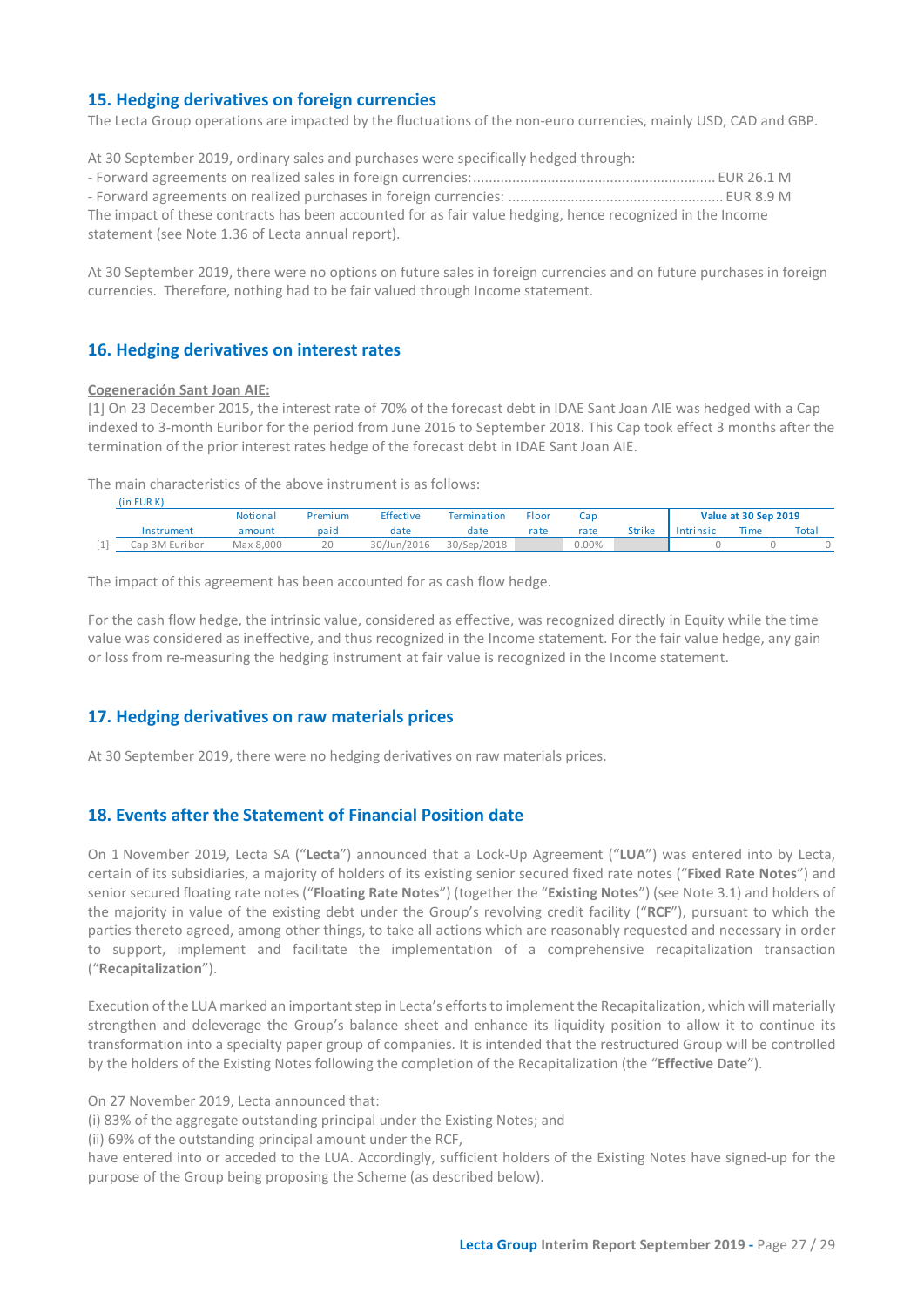## 15. Hedging derivatives on foreign currencies

The Lecta Group operations are impacted by the fluctuations of the non-euro currencies, mainly USD, CAD and GBP.

At 30 September 2019, ordinary sales and purchases were specifically hedged through:

- Forward agreements on realized sales in foreign currencies: ............................................................ EUR 26.1 M
- Forward agreements on realized purchases in foreign currencies: ...................................................... EUR 8.9 M

The impact of these contracts has been accounted for as fair value hedging, hence recognized in the Income statement (see Note 1.36 of Lecta annual report).

At 30 September 2019, there were no options on future sales in foreign currencies and on future purchases in foreign currencies. Therefore, nothing had to be fair valued through Income statement.

## 16. Hedging derivatives on interest rates

**Cogeneración Sant Joan AIE:**

[1] On 23 December 2015, the interest rate of 70% of the forecast debt in IDAE Sant Joan AIE was hedged with a Cap indexed to 3-month Euribor for the period from June 2016 to September 2018. This Cap took effect 3 months after the termination of the prior interest rates hedge of the forecast debt in IDAE Sant Joan AIE.

The main characteristics of the above instrument is as follows:

(in EUR K)

| | Instrument | Notional amount | Premium paid | Effective date | Termination date | Floor rate | Cap rate | Strike | Value at 30 Sep 2019 Intrinsic | Time | Total |
|---|---|---|---|---|---|---|---|---|---|---|---|
| [1] | Cap 3M Euribor | Max 8,000 | 20 | 30/Jun/2016 | 30/Sep/2018 | | 0.00% | | 0 | 0 | 0 |

The impact of this agreement has been accounted for as cash flow hedge.

For the cash flow hedge, the intrinsic value, considered as effective, was recognized directly in Equity while the time value was considered as ineffective, and thus recognized in the Income statement. For the fair value hedge, any gain or loss from re-measuring the hedging instrument at fair value is recognized in the Income statement.

## 17. Hedging derivatives on raw materials prices

At 30 September 2019, there were no hedging derivatives on raw materials prices.

## 18. Events after the Statement of Financial Position date

On 1 November 2019, Lecta SA ("**Lecta**") announced that a Lock-Up Agreement ("**LUA**") was entered into by Lecta, certain of its subsidiaries, a majority of holders of its existing senior secured fixed rate notes ("**Fixed Rate Notes**") and senior secured floating rate notes ("**Floating Rate Notes**") (together the "**Existing Notes**") (see Note 3.1) and holders of the majority in value of the existing debt under the Group's revolving credit facility ("**RCF**"), pursuant to which the parties thereto agreed, among other things, to take all actions which are reasonably requested and necessary in order to support, implement and facilitate the implementation of a comprehensive recapitalization transaction ("**Recapitalization**").

Execution of the LUA marked an important step in Lecta's efforts to implement the Recapitalization, which will materially strengthen and deleverage the Group's balance sheet and enhance its liquidity position to allow it to continue its transformation into a specialty paper group of companies. It is intended that the restructured Group will be controlled by the holders of the Existing Notes following the completion of the Recapitalization (the "**Effective Date**").

On 27 November 2019, Lecta announced that:

(i) 83% of the aggregate outstanding principal under the Existing Notes; and

(ii) 69% of the outstanding principal amount under the RCF,

have entered into or acceded to the LUA. Accordingly, sufficient holders of the Existing Notes have signed-up for the purpose of the Group being proposing the Scheme (as described below).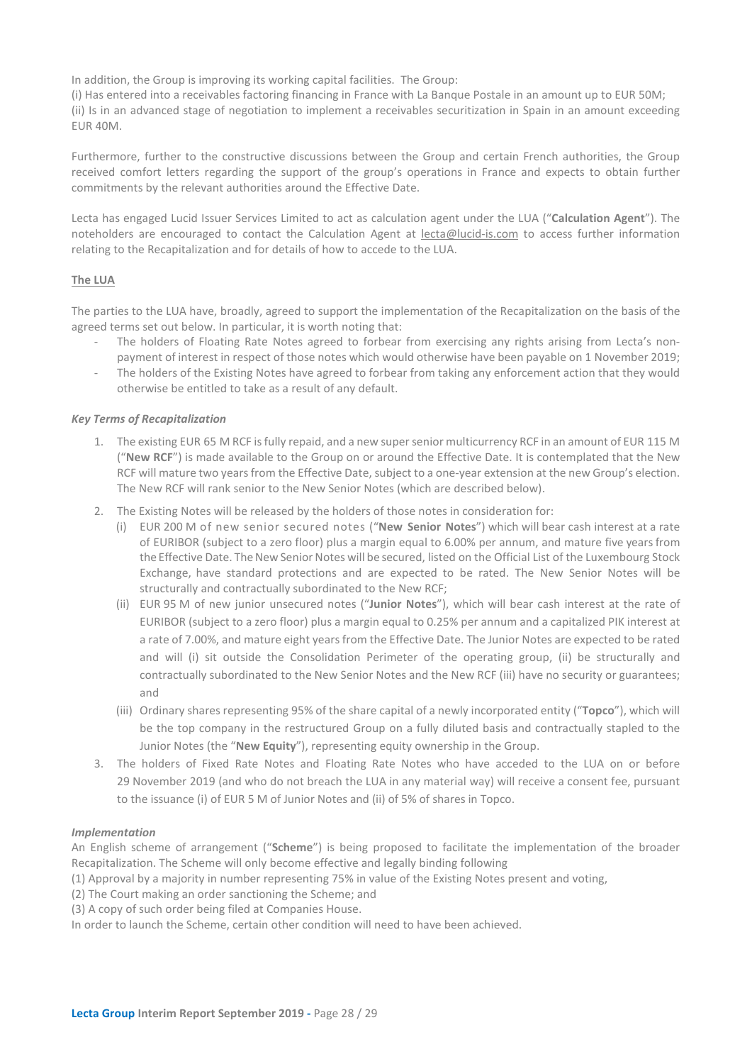In addition, the Group is improving its working capital facilities. The Group:
(i) Has entered into a receivables factoring financing in France with La Banque Postale in an amount up to EUR 50M;
(ii) Is in an advanced stage of negotiation to implement a receivables securitization in Spain in an amount exceeding EUR 40M.

Furthermore, further to the constructive discussions between the Group and certain French authorities, the Group received comfort letters regarding the support of the group's operations in France and expects to obtain further commitments by the relevant authorities around the Effective Date.

Lecta has engaged Lucid Issuer Services Limited to act as calculation agent under the LUA ("**Calculation Agent**"). The noteholders are encouraged to contact the Calculation Agent at lecta@lucid-is.com to access further information relating to the Recapitalization and for details of how to accede to the LUA.

**The LUA**

The parties to the LUA have, broadly, agreed to support the implementation of the Recapitalization on the basis of the agreed terms set out below. In particular, it is worth noting that:

- The holders of Floating Rate Notes agreed to forbear from exercising any rights arising from Lecta's non-payment of interest in respect of those notes which would otherwise have been payable on 1 November 2019;
- The holders of the Existing Notes have agreed to forbear from taking any enforcement action that they would otherwise be entitled to take as a result of any default.

***Key Terms of Recapitalization***

1. The existing EUR 65 M RCF is fully repaid, and a new super senior multicurrency RCF in an amount of EUR 115 M ("**New RCF**") is made available to the Group on or around the Effective Date. It is contemplated that the New RCF will mature two years from the Effective Date, subject to a one-year extension at the new Group's election. The New RCF will rank senior to the New Senior Notes (which are described below).
2. The Existing Notes will be released by the holders of those notes in consideration for:
   (i) EUR 200 M of new senior secured notes ("**New Senior Notes**") which will bear cash interest at a rate of EURIBOR (subject to a zero floor) plus a margin equal to 6.00% per annum, and mature five years from the Effective Date. The New Senior Notes will be secured, listed on the Official List of the Luxembourg Stock Exchange, have standard protections and are expected to be rated. The New Senior Notes will be structurally and contractually subordinated to the New RCF;
   (ii) EUR 95 M of new junior unsecured notes ("**Junior Notes**"), which will bear cash interest at the rate of EURIBOR (subject to a zero floor) plus a margin equal to 0.25% per annum and a capitalized PIK interest at a rate of 7.00%, and mature eight years from the Effective Date. The Junior Notes are expected to be rated and will (i) sit outside the Consolidation Perimeter of the operating group, (ii) be structurally and contractually subordinated to the New Senior Notes and the New RCF (iii) have no security or guarantees; and
   (iii) Ordinary shares representing 95% of the share capital of a newly incorporated entity ("**Topco**"), which will be the top company in the restructured Group on a fully diluted basis and contractually stapled to the Junior Notes (the "**New Equity**"), representing equity ownership in the Group.
3. The holders of Fixed Rate Notes and Floating Rate Notes who have acceded to the LUA on or before 29 November 2019 (and who do not breach the LUA in any material way) will receive a consent fee, pursuant to the issuance (i) of EUR 5 M of Junior Notes and (ii) of 5% of shares in Topco.

***Implementation***

An English scheme of arrangement ("**Scheme**") is being proposed to facilitate the implementation of the broader Recapitalization. The Scheme will only become effective and legally binding following
(1) Approval by a majority in number representing 75% in value of the Existing Notes present and voting,
(2) The Court making an order sanctioning the Scheme; and
(3) A copy of such order being filed at Companies House.
In order to launch the Scheme, certain other condition will need to have been achieved.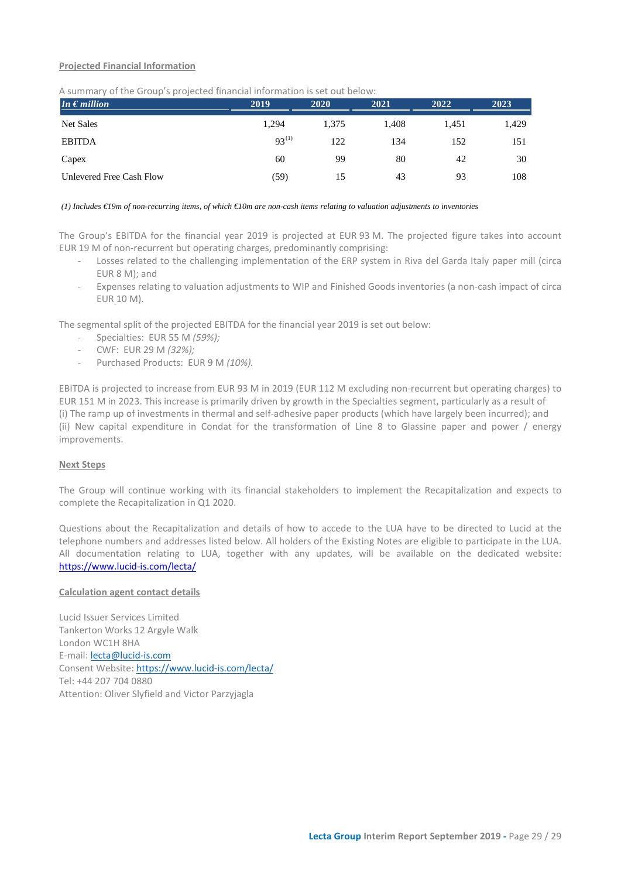**Projected Financial Information**

A summary of the Group's projected financial information is set out below:

| *In € million* | 2019 | 2020 | 2021 | 2022 | 2023 |
|---|---|---|---|---|---|
| Net Sales | 1,294 | 1,375 | 1,408 | 1,451 | 1,429 |
| EBITDA | 93 (1) | 122 | 134 | 152 | 151 |
| Capex | 60 | 99 | 80 | 42 | 30 |
| Unlevered Free Cash Flow | (59) | 15 | 43 | 93 | 108 |

*(1) Includes €19m of non-recurring items, of which €10m are non-cash items relating to valuation adjustments to inventories*

The Group's EBITDA for the financial year 2019 is projected at EUR 93 M. The projected figure takes into account EUR 19 M of non-recurrent but operating charges, predominantly comprising:

- Losses related to the challenging implementation of the ERP system in Riva del Garda Italy paper mill (circa EUR 8 M); and
- Expenses relating to valuation adjustments to WIP and Finished Goods inventories (a non-cash impact of circa EUR 10 M).

The segmental split of the projected EBITDA for the financial year 2019 is set out below:

- Specialties: EUR 55 M *(59%);*
- CWF: EUR 29 M *(32%);*
- Purchased Products: EUR 9 M *(10%).*

EBITDA is projected to increase from EUR 93 M in 2019 (EUR 112 M excluding non-recurrent but operating charges) to EUR 151 M in 2023. This increase is primarily driven by growth in the Specialties segment, particularly as a result of (i) The ramp up of investments in thermal and self-adhesive paper products (which have largely been incurred); and (ii) New capital expenditure in Condat for the transformation of Line 8 to Glassine paper and power / energy improvements.

**Next Steps**

The Group will continue working with its financial stakeholders to implement the Recapitalization and expects to complete the Recapitalization in Q1 2020.

Questions about the Recapitalization and details of how to accede to the LUA have to be directed to Lucid at the telephone numbers and addresses listed below. All holders of the Existing Notes are eligible to participate in the LUA. All documentation relating to LUA, together with any updates, will be available on the dedicated website: https://www.lucid-is.com/lecta/

**Calculation agent contact details**

Lucid Issuer Services Limited
Tankerton Works 12 Argyle Walk
London WC1H 8HA
E-mail: lecta@lucid-is.com
Consent Website: https://www.lucid-is.com/lecta/
Tel: +44 207 704 0880
Attention: Oliver Slyfield and Victor Parzyjagla